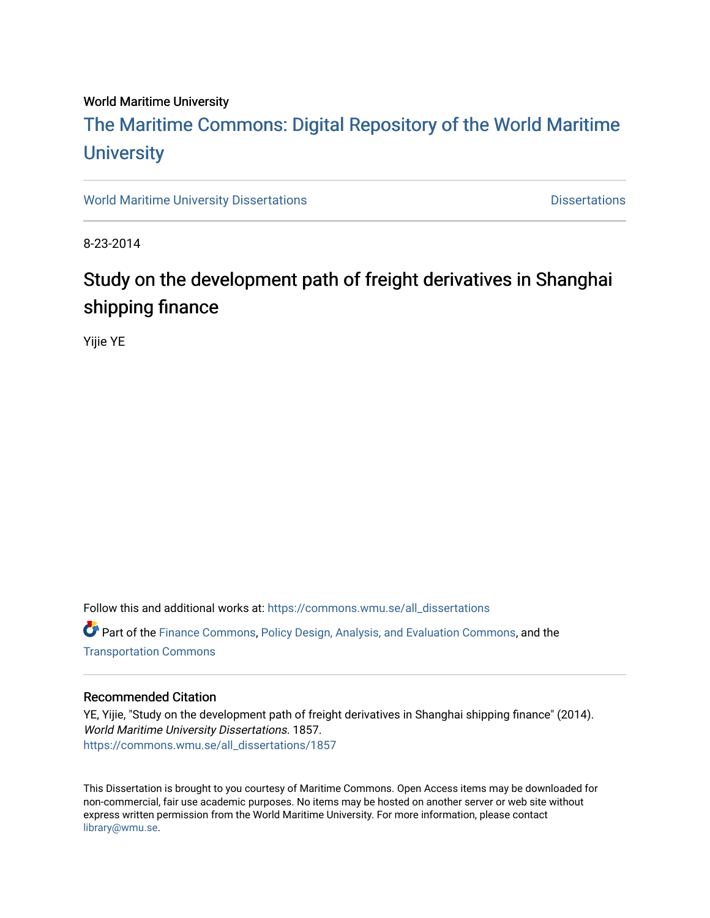World Maritime University

[The Maritime Commons: Digital Repository of the World Maritime University](https://commons.wmu.se/)

[World Maritime University Dissertations](https://commons.wmu.se/all_dissertations) | [Dissertations](https://commons.wmu.se/dissertations)

8-23-2014

# Study on the development path of freight derivatives in Shanghai shipping finance

Yijie YE

Follow this and additional works at: https://commons.wmu.se/all_dissertations

Part of the Finance Commons, Policy Design, Analysis, and Evaluation Commons, and the Transportation Commons

## Recommended Citation

YE, Yijie, "Study on the development path of freight derivatives in Shanghai shipping finance" (2014). *World Maritime University Dissertations*. 1857.
https://commons.wmu.se/all_dissertations/1857

This Dissertation is brought to you courtesy of Maritime Commons. Open Access items may be downloaded for non-commercial, fair use academic purposes. No items may be hosted on another server or web site without express written permission from the World Maritime University. For more information, please contact library@wmu.se.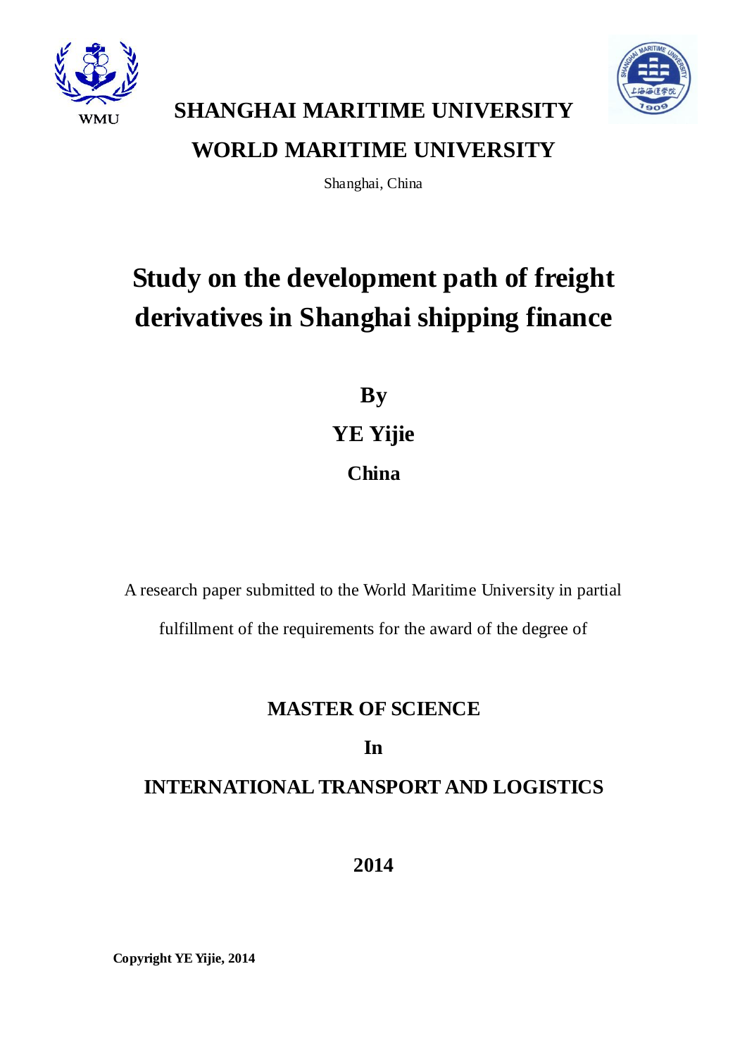**SHANGHAI MARITIME UNIVERSITY**

**WORLD MARITIME UNIVERSITY**

Shanghai, China

# Study on the development path of freight derivatives in Shanghai shipping finance

**By**

**YE Yijie**

**China**

A research paper submitted to the World Maritime University in partial fulfillment of the requirements for the award of the degree of

**MASTER OF SCIENCE**

**In**

**INTERNATIONAL TRANSPORT AND LOGISTICS**

**2014**

**Copyright YE Yijie, 2014**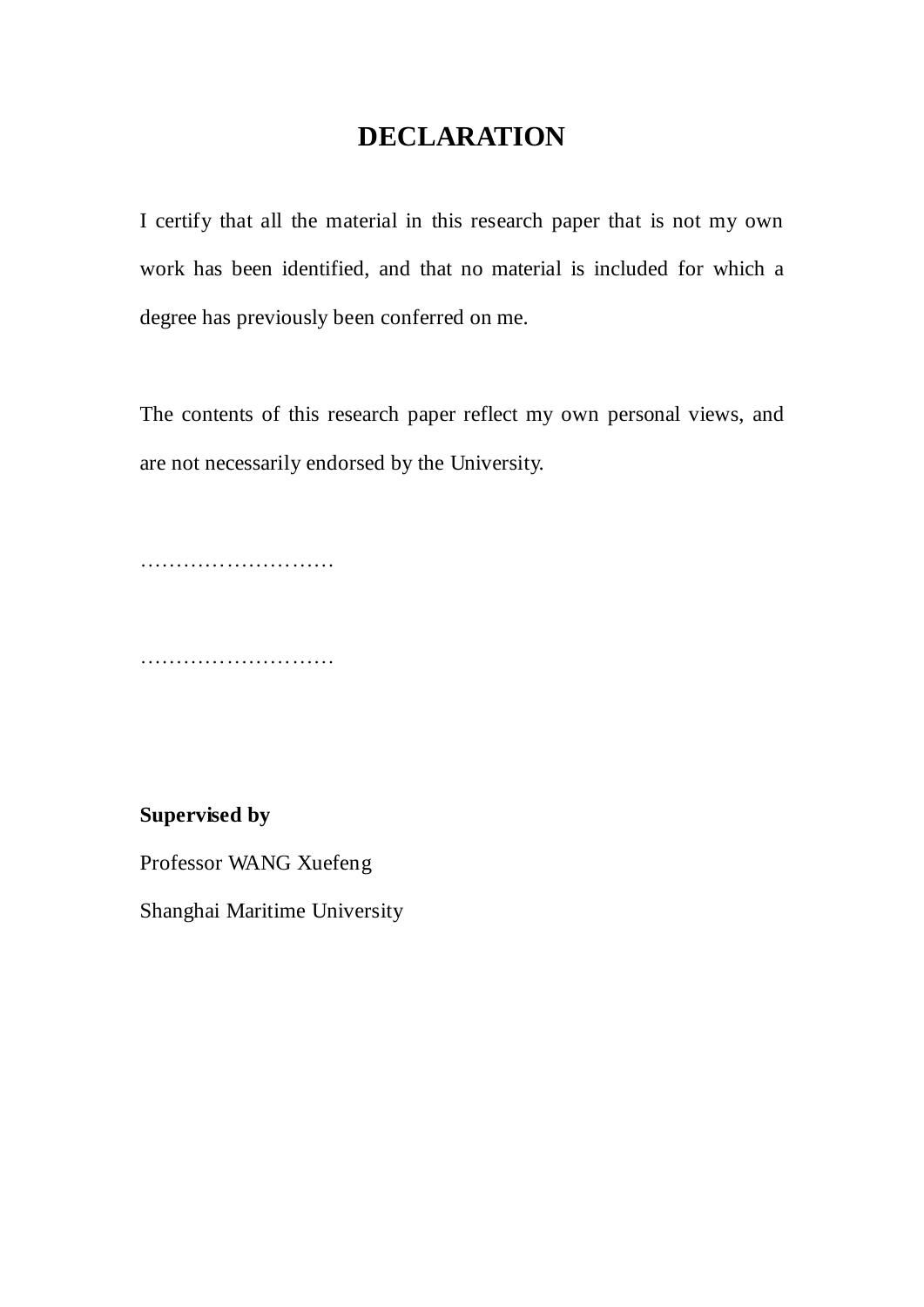# DECLARATION

I certify that all the material in this research paper that is not my own work has been identified, and that no material is included for which a degree has previously been conferred on me.

The contents of this research paper reflect my own personal views, and are not necessarily endorsed by the University.

………………………

………………………

**Supervised by**

Professor WANG Xuefeng

Shanghai Maritime University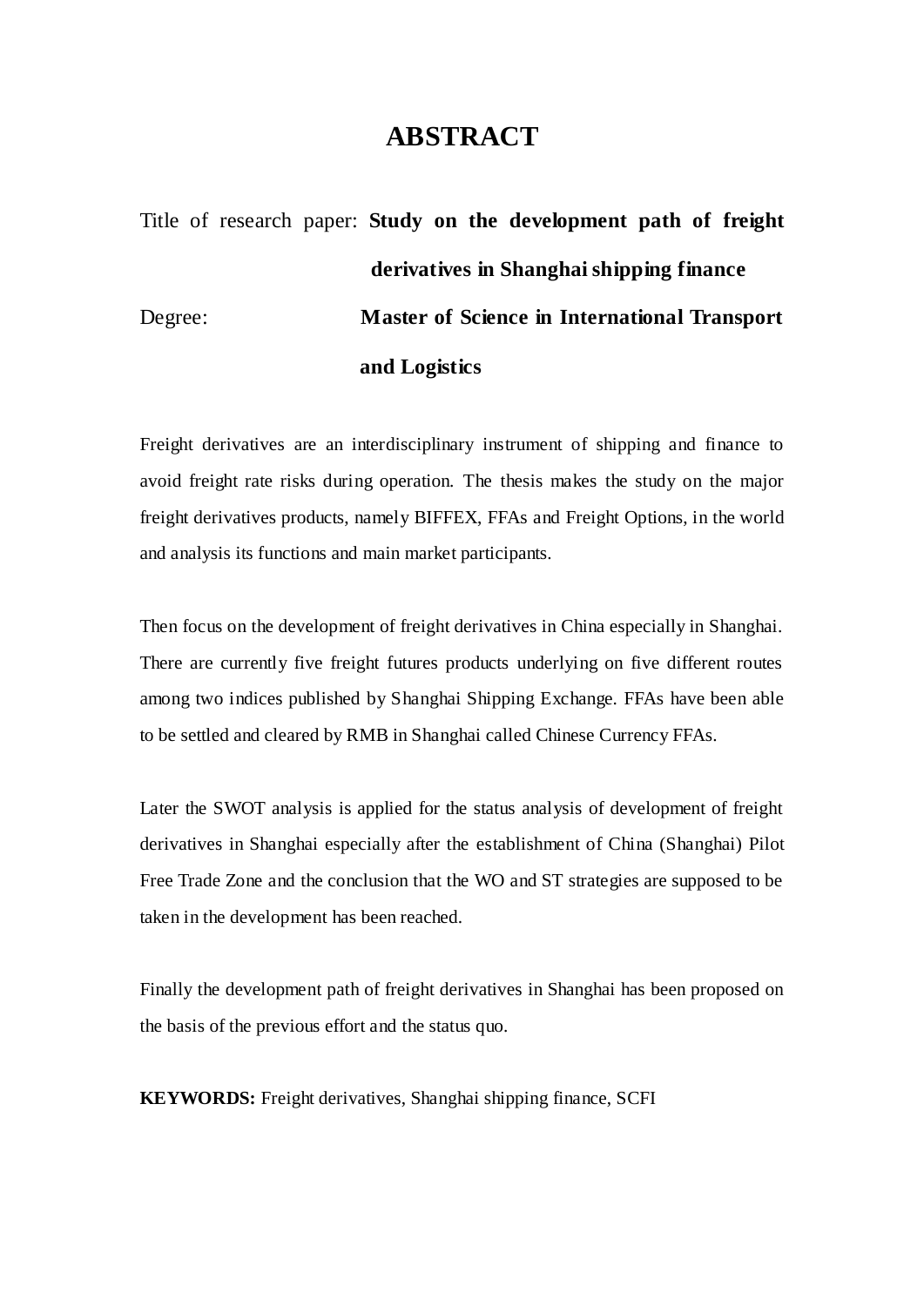# ABSTRACT

Title of research paper: **Study on the development path of freight derivatives in Shanghai shipping finance**

Degree: **Master of Science in International Transport and Logistics**

Freight derivatives are an interdisciplinary instrument of shipping and finance to avoid freight rate risks during operation. The thesis makes the study on the major freight derivatives products, namely BIFFEX, FFAs and Freight Options, in the world and analysis its functions and main market participants.

Then focus on the development of freight derivatives in China especially in Shanghai. There are currently five freight futures products underlying on five different routes among two indices published by Shanghai Shipping Exchange. FFAs have been able to be settled and cleared by RMB in Shanghai called Chinese Currency FFAs.

Later the SWOT analysis is applied for the status analysis of development of freight derivatives in Shanghai especially after the establishment of China (Shanghai) Pilot Free Trade Zone and the conclusion that the WO and ST strategies are supposed to be taken in the development has been reached.

Finally the development path of freight derivatives in Shanghai has been proposed on the basis of the previous effort and the status quo.

**KEYWORDS:** Freight derivatives, Shanghai shipping finance, SCFI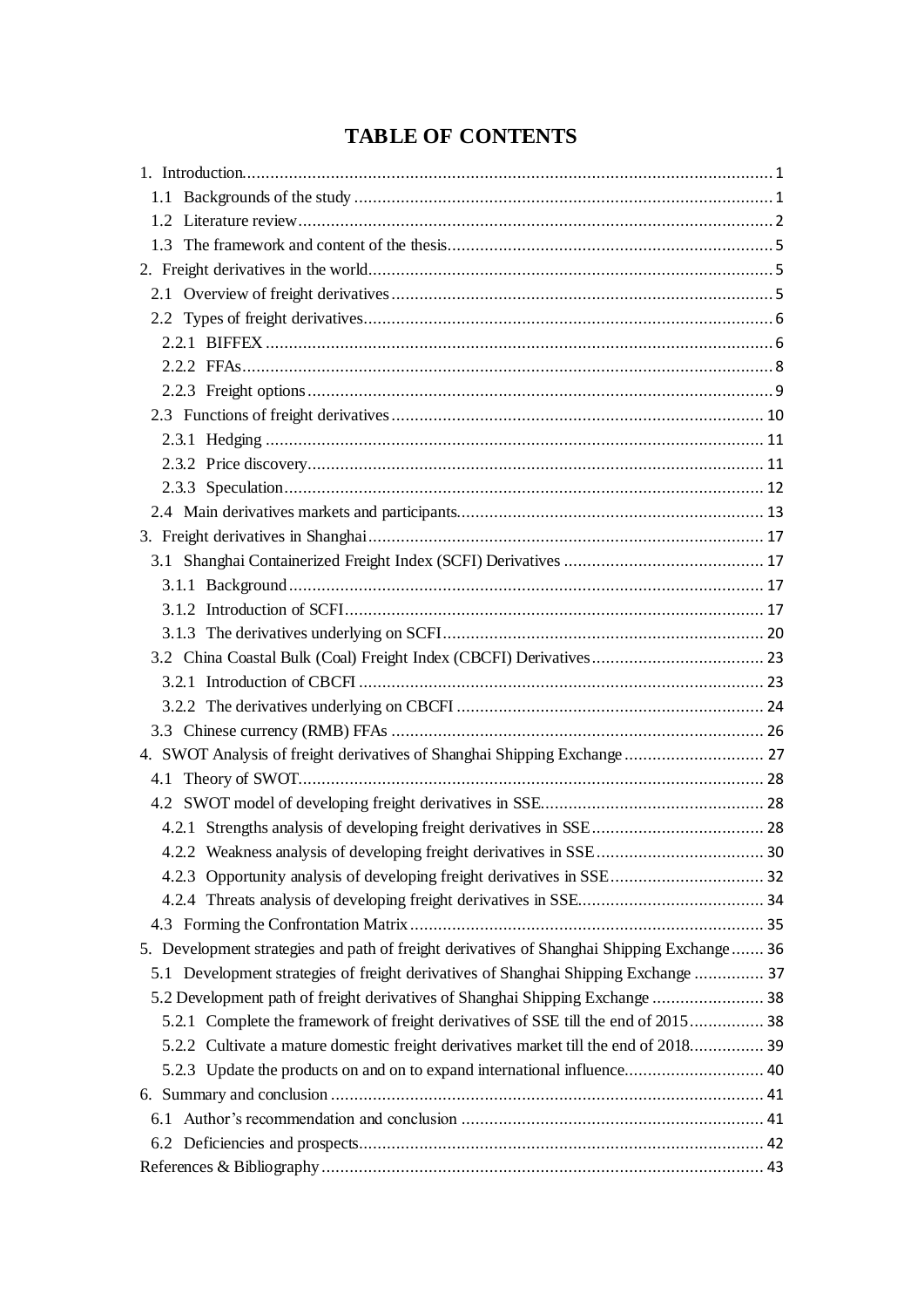# TABLE OF CONTENTS

1. Introduction........................................................................................................ 1
  1.1 Backgrounds of the study .......................................................................... 1
  1.2 Literature review........................................................................................ 2
  1.3 The framework and content of the thesis.................................................. 5
2. Freight derivatives in the world......................................................................... 5
  2.1 Overview of freight derivatives.................................................................. 5
  2.2 Types of freight derivatives........................................................................ 6
    2.2.1 BIFFEX ................................................................................................ 6
    2.2.2 FFAs..................................................................................................... 8
    2.2.3 Freight options ...................................................................................... 9
  2.3 Functions of freight derivatives................................................................. 10
    2.3.1 Hedging .............................................................................................. 11
    2.3.2 Price discovery.................................................................................... 11
    2.3.3 Speculation......................................................................................... 12
  2.4 Main derivatives markets and participants................................................ 13
3. Freight derivatives in Shanghai ...................................................................... 17
  3.1 Shanghai Containerized Freight Index (SCFI) Derivatives ........................ 17
    3.1.1 Background ........................................................................................ 17
    3.1.2 Introduction of SCFI........................................................................... 17
    3.1.3 The derivatives underlying on SCFI ................................................... 20
  3.2 China Coastal Bulk (Coal) Freight Index (CBCFI) Derivatives.................. 23
    3.2.1 Introduction of CBCFI ........................................................................ 23
    3.2.2 The derivatives underlying on CBCFI ................................................ 24
  3.3 Chinese currency (RMB) FFAs ................................................................. 26
4. SWOT Analysis of freight derivatives of Shanghai Shipping Exchange ............. 27
  4.1 Theory of SWOT........................................................................................ 28
  4.2 SWOT model of developing freight derivatives in SSE............................... 28
    4.2.1 Strengths analysis of developing freight derivatives in SSE ................. 28
    4.2.2 Weakness analysis of developing freight derivatives in SSE ................ 30
    4.2.3 Opportunity analysis of developing freight derivatives in SSE ............. 32
    4.2.4 Threats analysis of developing freight derivatives in SSE.................... 34
  4.3 Forming the Confrontation Matrix ............................................................ 35
5. Development strategies and path of freight derivatives of Shanghai Shipping Exchange ....... 36
  5.1 Development strategies of freight derivatives of Shanghai Shipping Exchange ............... 37
  5.2 Development path of freight derivatives of Shanghai Shipping Exchange ........................ 38
    5.2.1 Complete the framework of freight derivatives of SSE till the end of 2015................ 38
    5.2.2 Cultivate a mature domestic freight derivatives market till the end of 2018................ 39
    5.2.3 Update the products on and on to expand international influence.............................. 40
6. Summary and conclusion ................................................................................ 41
  6.1 Author's recommendation and conclusion ................................................. 41
  6.2 Deficiencies and prospects........................................................................ 42

References & Bibliography ................................................................................ 43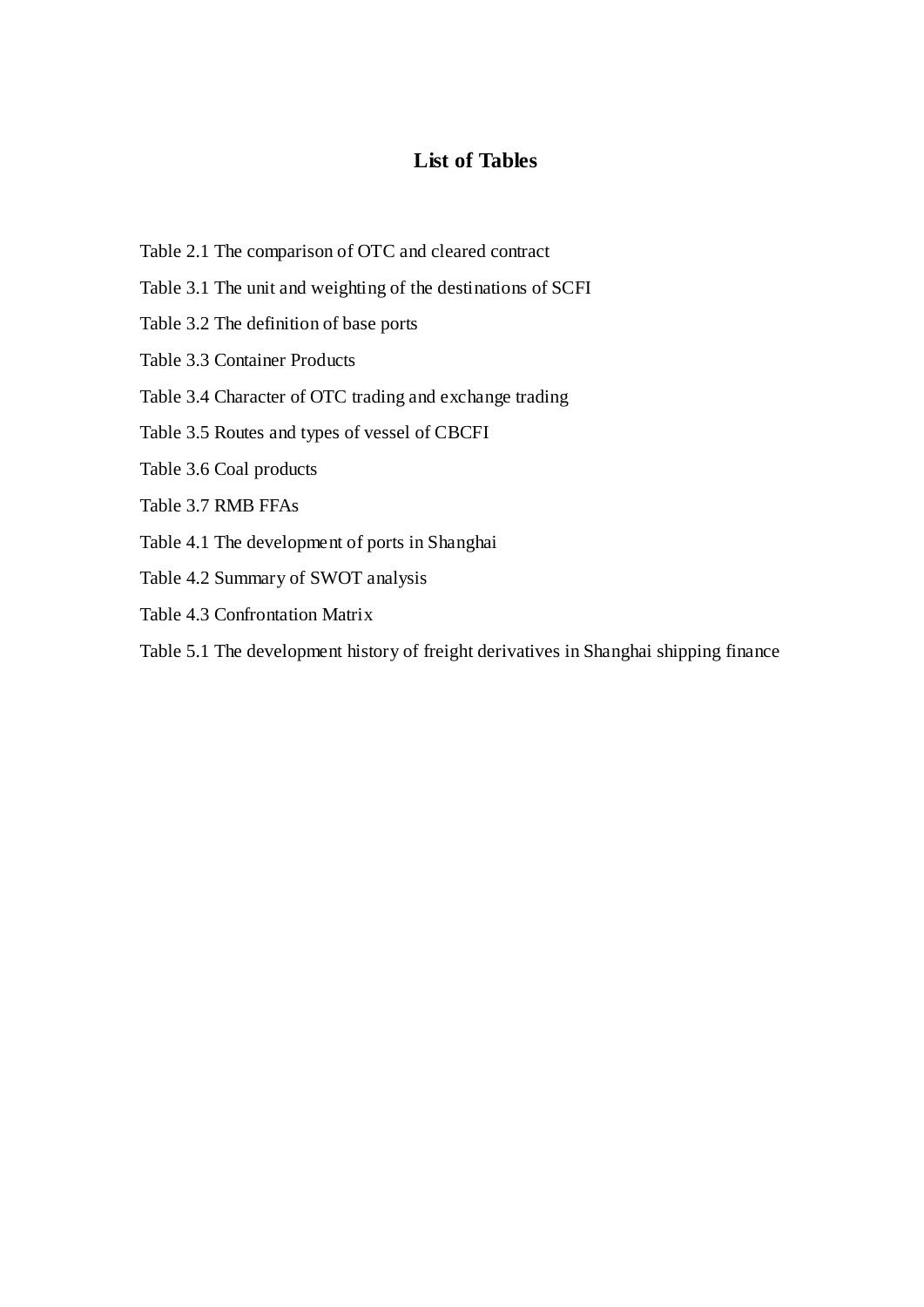# List of Tables

Table 2.1 The comparison of OTC and cleared contract

Table 3.1 The unit and weighting of the destinations of SCFI

Table 3.2 The definition of base ports

Table 3.3 Container Products

Table 3.4 Character of OTC trading and exchange trading

Table 3.5 Routes and types of vessel of CBCFI

Table 3.6 Coal products

Table 3.7 RMB FFAs

Table 4.1 The development of ports in Shanghai

Table 4.2 Summary of SWOT analysis

Table 4.3 Confrontation Matrix

Table 5.1 The development history of freight derivatives in Shanghai shipping finance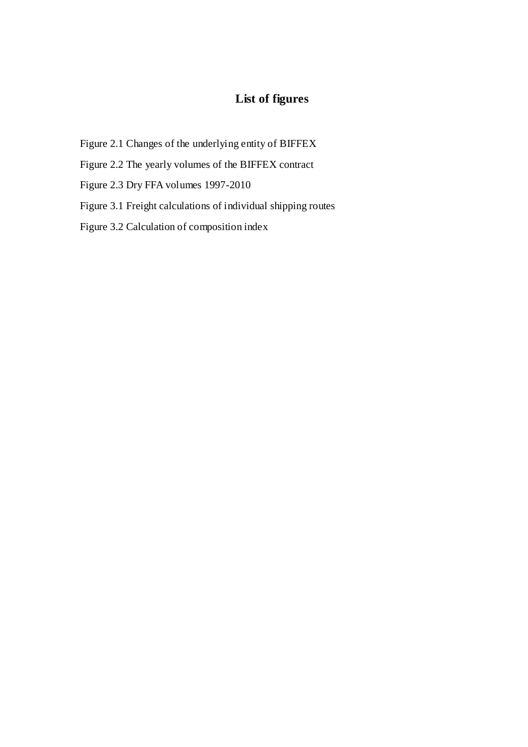# List of figures

Figure 2.1 Changes of the underlying entity of BIFFEX

Figure 2.2 The yearly volumes of the BIFFEX contract

Figure 2.3 Dry FFA volumes 1997-2010

Figure 3.1 Freight calculations of individual shipping routes

Figure 3.2 Calculation of composition index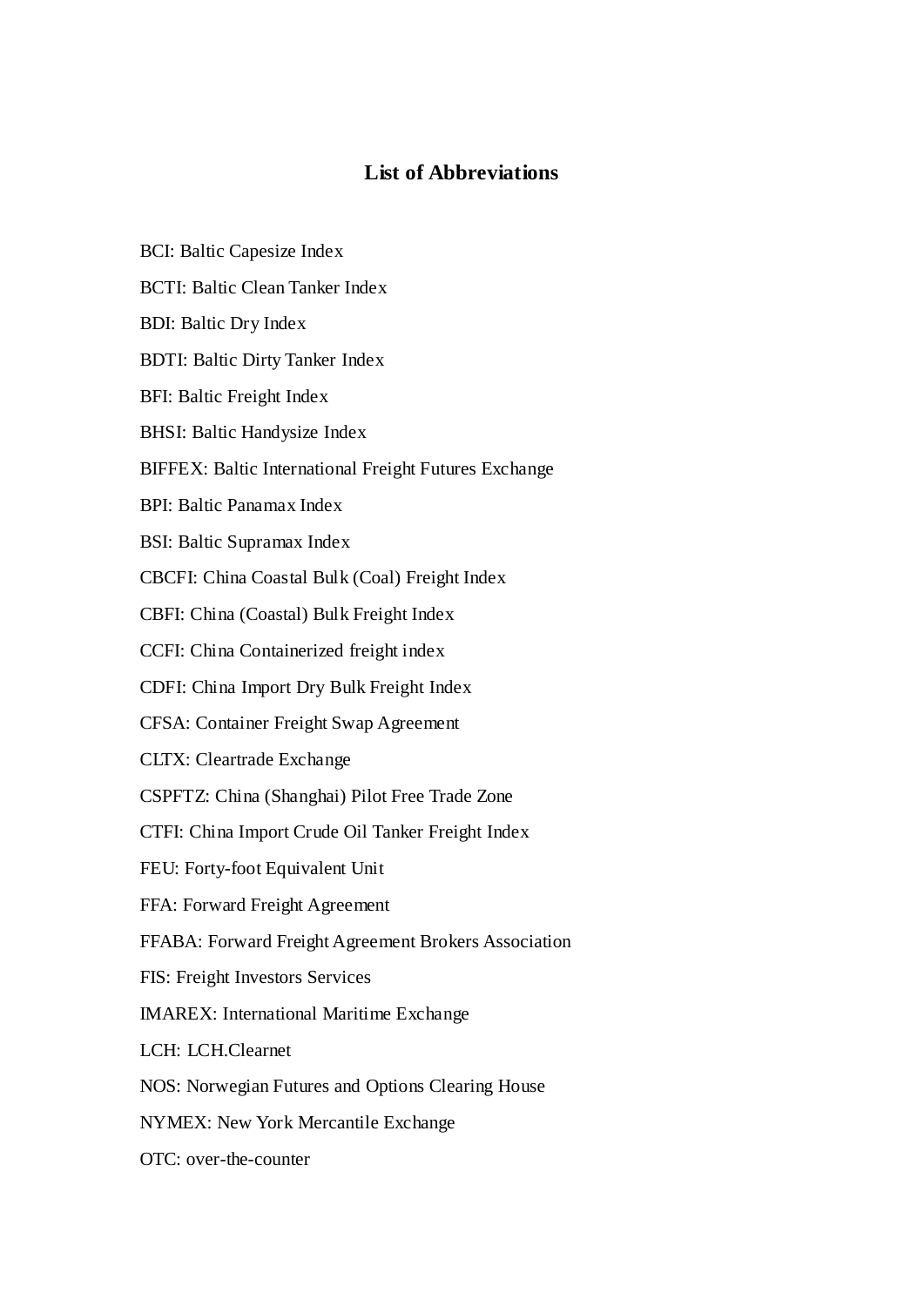## List of Abbreviations

BCI: Baltic Capesize Index

BCTI: Baltic Clean Tanker Index

BDI: Baltic Dry Index

BDTI: Baltic Dirty Tanker Index

BFI: Baltic Freight Index

BHSI: Baltic Handysize Index

BIFFEX: Baltic International Freight Futures Exchange

BPI: Baltic Panamax Index

BSI: Baltic Supramax Index

CBCFI: China Coastal Bulk (Coal) Freight Index

CBFI: China (Coastal) Bulk Freight Index

CCFI: China Containerized freight index

CDFI: China Import Dry Bulk Freight Index

CFSA: Container Freight Swap Agreement

CLTX: Cleartrade Exchange

CSPFTZ: China (Shanghai) Pilot Free Trade Zone

CTFI: China Import Crude Oil Tanker Freight Index

FEU: Forty-foot Equivalent Unit

FFA: Forward Freight Agreement

FFABA: Forward Freight Agreement Brokers Association

FIS: Freight Investors Services

IMAREX: International Maritime Exchange

LCH: LCH.Clearnet

NOS: Norwegian Futures and Options Clearing House

NYMEX: New York Mercantile Exchange

OTC: over-the-counter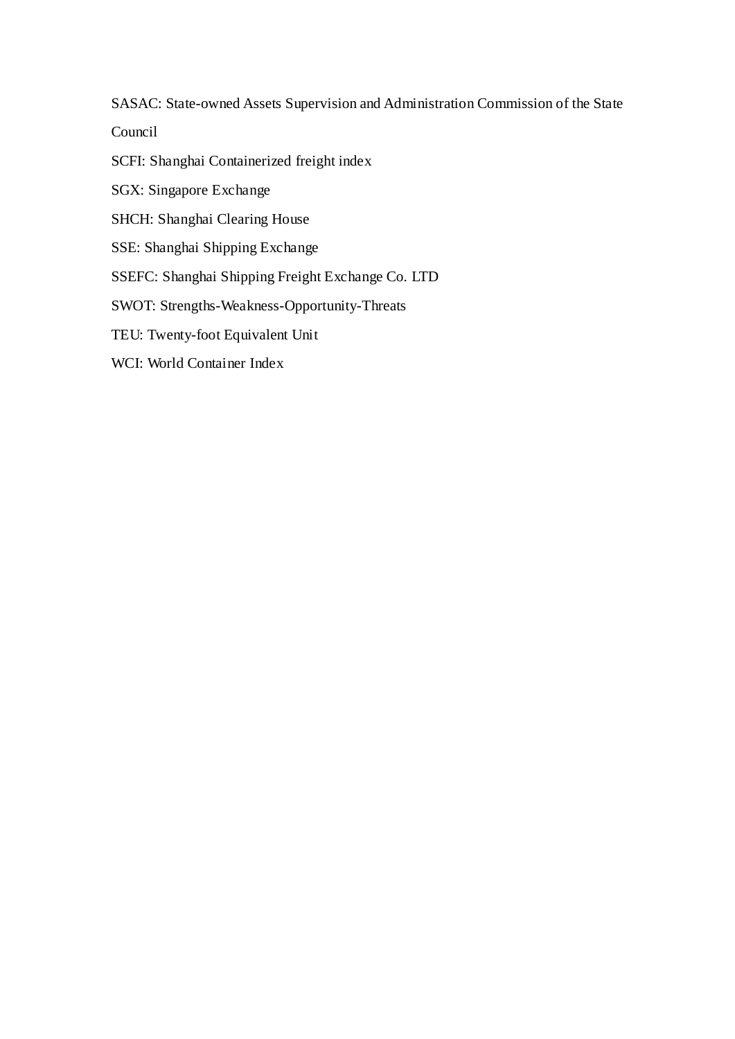SASAC: State-owned Assets Supervision and Administration Commission of the State Council

SCFI: Shanghai Containerized freight index

SGX: Singapore Exchange

SHCH: Shanghai Clearing House

SSE: Shanghai Shipping Exchange

SSEFC: Shanghai Shipping Freight Exchange Co. LTD

SWOT: Strengths-Weakness-Opportunity-Threats

TEU: Twenty-foot Equivalent Unit

WCI: World Container Index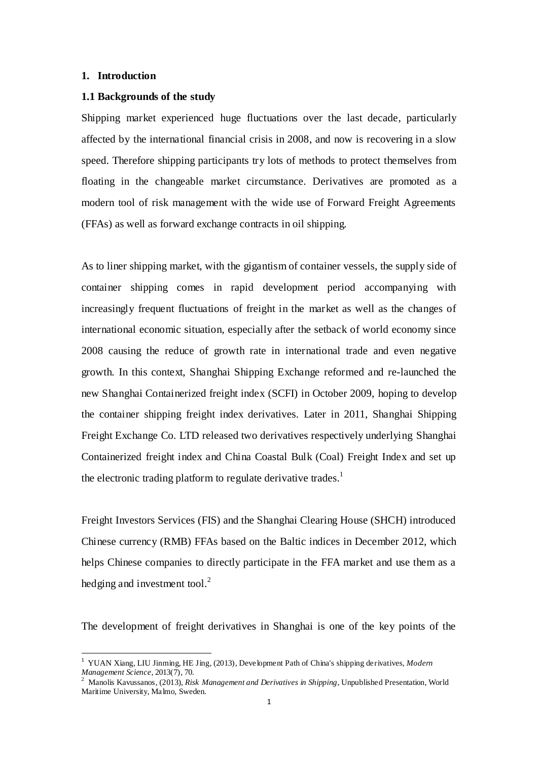# 1. Introduction

## 1.1 Backgrounds of the study

Shipping market experienced huge fluctuations over the last decade, particularly affected by the international financial crisis in 2008, and now is recovering in a slow speed. Therefore shipping participants try lots of methods to protect themselves from floating in the changeable market circumstance. Derivatives are promoted as a modern tool of risk management with the wide use of Forward Freight Agreements (FFAs) as well as forward exchange contracts in oil shipping.

As to liner shipping market, with the gigantism of container vessels, the supply side of container shipping comes in rapid development period accompanying with increasingly frequent fluctuations of freight in the market as well as the changes of international economic situation, especially after the setback of world economy since 2008 causing the reduce of growth rate in international trade and even negative growth. In this context, Shanghai Shipping Exchange reformed and re-launched the new Shanghai Containerized freight index (SCFI) in October 2009, hoping to develop the container shipping freight index derivatives. Later in 2011, Shanghai Shipping Freight Exchange Co. LTD released two derivatives respectively underlying Shanghai Containerized freight index and China Coastal Bulk (Coal) Freight Index and set up the electronic trading platform to regulate derivative trades.[1]

Freight Investors Services (FIS) and the Shanghai Clearing House (SHCH) introduced Chinese currency (RMB) FFAs based on the Baltic indices in December 2012, which helps Chinese companies to directly participate in the FFA market and use them as a hedging and investment tool.[2]

The development of freight derivatives in Shanghai is one of the key points of the

---

[1] YUAN Xiang, LIU Jinming, HE Jing, (2013), Development Path of China's shipping derivatives, *Modern Management Science*, 2013(7), 70.

[2] Manolis Kavussanos, (2013), *Risk Management and Derivatives in Shipping*, Unpublished Presentation, World Maritime University, Malmo, Sweden.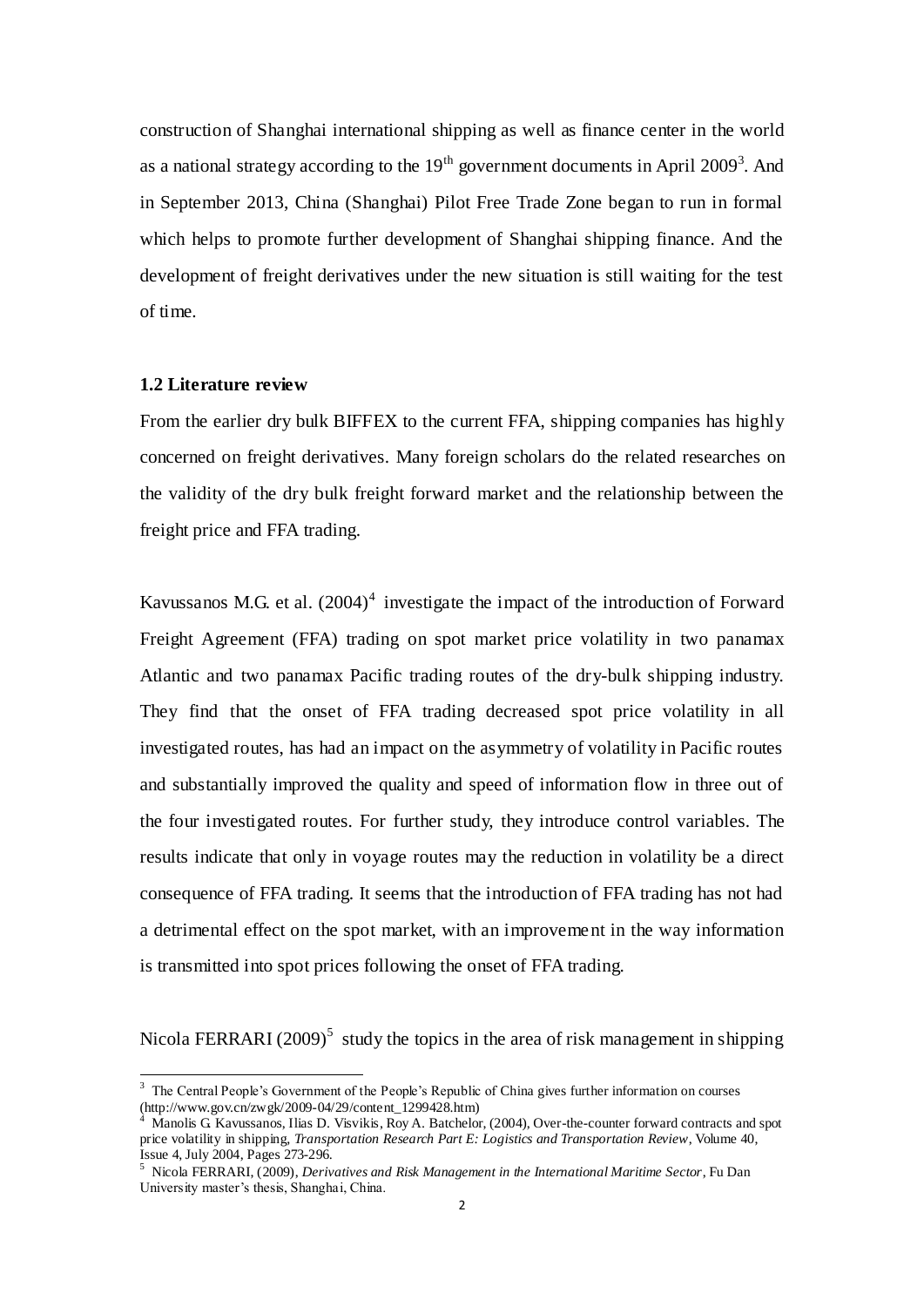construction of Shanghai international shipping as well as finance center in the world as a national strategy according to the 19th government documents in April 2009[3]. And in September 2013, China (Shanghai) Pilot Free Trade Zone began to run in formal which helps to promote further development of Shanghai shipping finance. And the development of freight derivatives under the new situation is still waiting for the test of time.

### 1.2 Literature review

From the earlier dry bulk BIFFEX to the current FFA, shipping companies has highly concerned on freight derivatives. Many foreign scholars do the related researches on the validity of the dry bulk freight forward market and the relationship between the freight price and FFA trading.

Kavussanos M.G. et al. (2004)[4] investigate the impact of the introduction of Forward Freight Agreement (FFA) trading on spot market price volatility in two panamax Atlantic and two panamax Pacific trading routes of the dry-bulk shipping industry. They find that the onset of FFA trading decreased spot price volatility in all investigated routes, has had an impact on the asymmetry of volatility in Pacific routes and substantially improved the quality and speed of information flow in three out of the four investigated routes. For further study, they introduce control variables. The results indicate that only in voyage routes may the reduction in volatility be a direct consequence of FFA trading. It seems that the introduction of FFA trading has not had a detrimental effect on the spot market, with an improvement in the way information is transmitted into spot prices following the onset of FFA trading.

Nicola FERRARI (2009)[5] study the topics in the area of risk management in shipping

---

[3] The Central People's Government of the People's Republic of China gives further information on courses (http://www.gov.cn/zwgk/2009-04/29/content_1299428.htm)

[4] Manolis G. Kavussanos, Ilias D. Visvikis, Roy A. Batchelor, (2004), Over-the-counter forward contracts and spot price volatility in shipping, *Transportation Research Part E: Logistics and Transportation Review*, Volume 40, Issue 4, July 2004, Pages 273-296.

[5] Nicola FERRARI, (2009), *Derivatives and Risk Management in the International Maritime Sector*, Fu Dan University master's thesis, Shanghai, China.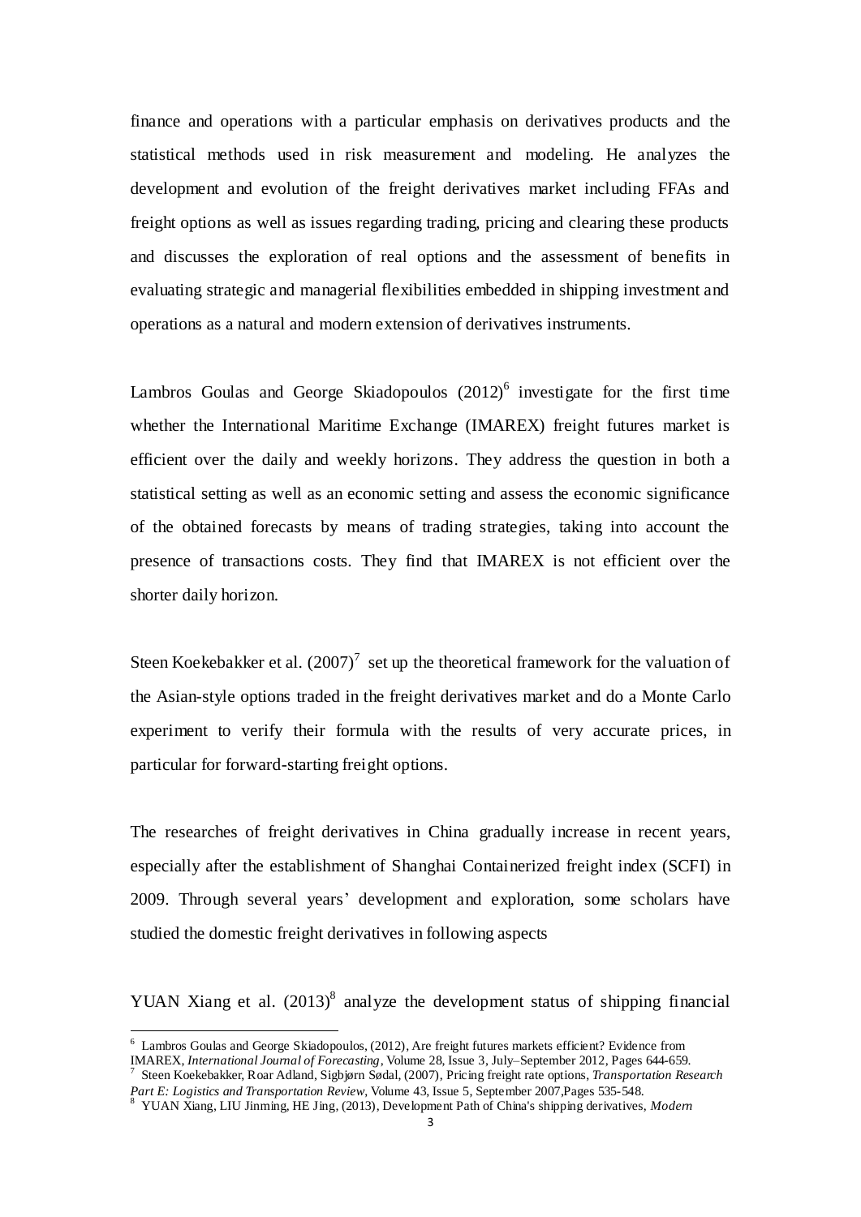finance and operations with a particular emphasis on derivatives products and the statistical methods used in risk measurement and modeling. He analyzes the development and evolution of the freight derivatives market including FFAs and freight options as well as issues regarding trading, pricing and clearing these products and discusses the exploration of real options and the assessment of benefits in evaluating strategic and managerial flexibilities embedded in shipping investment and operations as a natural and modern extension of derivatives instruments.

Lambros Goulas and George Skiadopoulos (2012)[6] investigate for the first time whether the International Maritime Exchange (IMAREX) freight futures market is efficient over the daily and weekly horizons. They address the question in both a statistical setting as well as an economic setting and assess the economic significance of the obtained forecasts by means of trading strategies, taking into account the presence of transactions costs. They find that IMAREX is not efficient over the shorter daily horizon.

Steen Koekebakker et al. (2007)[7] set up the theoretical framework for the valuation of the Asian-style options traded in the freight derivatives market and do a Monte Carlo experiment to verify their formula with the results of very accurate prices, in particular for forward-starting freight options.

The researches of freight derivatives in China gradually increase in recent years, especially after the establishment of Shanghai Containerized freight index (SCFI) in 2009. Through several years' development and exploration, some scholars have studied the domestic freight derivatives in following aspects

YUAN Xiang et al. (2013)[8] analyze the development status of shipping financial

---

[6] Lambros Goulas and George Skiadopoulos, (2012), Are freight futures markets efficient? Evidence from IMAREX, *International Journal of Forecasting*, Volume 28, Issue 3, July–September 2012, Pages 644-659.

[7] Steen Koekebakker, Roar Adland, Sigbjørn Sødal, (2007), Pricing freight rate options, *Transportation Research Part E: Logistics and Transportation Review*, Volume 43, Issue 5, September 2007, Pages 535-548.

[8] YUAN Xiang, LIU Jinming, HE Jing, (2013), Development Path of China's shipping derivatives, *Modern*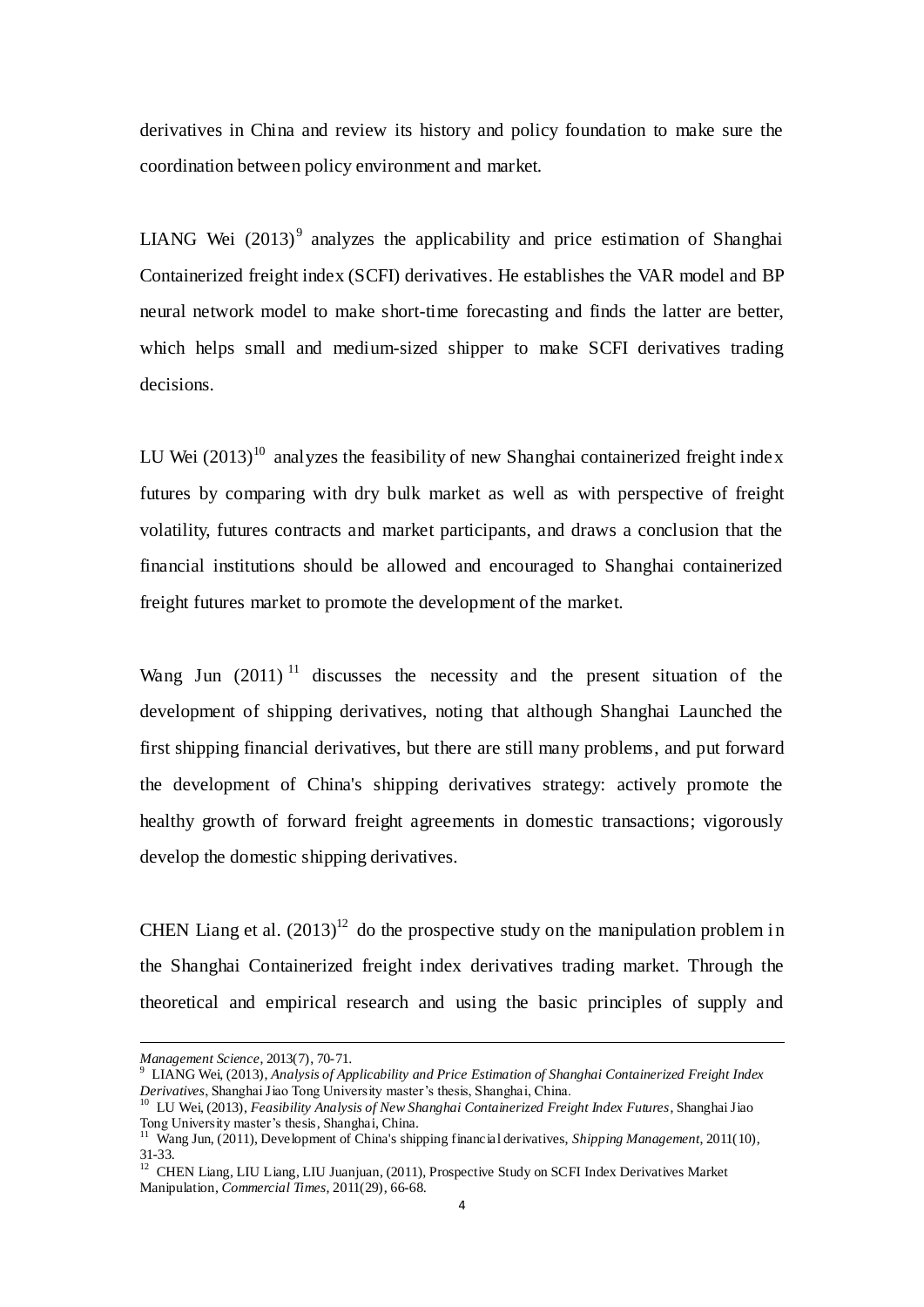derivatives in China and review its history and policy foundation to make sure the coordination between policy environment and market.

LIANG Wei (2013)[9] analyzes the applicability and price estimation of Shanghai Containerized freight index (SCFI) derivatives. He establishes the VAR model and BP neural network model to make short-time forecasting and finds the latter are better, which helps small and medium-sized shipper to make SCFI derivatives trading decisions.

LU Wei (2013)[10] analyzes the feasibility of new Shanghai containerized freight index futures by comparing with dry bulk market as well as with perspective of freight volatility, futures contracts and market participants, and draws a conclusion that the financial institutions should be allowed and encouraged to Shanghai containerized freight futures market to promote the development of the market.

Wang Jun (2011)[11] discusses the necessity and the present situation of the development of shipping derivatives, noting that although Shanghai Launched the first shipping financial derivatives, but there are still many problems, and put forward the development of China's shipping derivatives strategy: actively promote the healthy growth of forward freight agreements in domestic transactions; vigorously develop the domestic shipping derivatives.

CHEN Liang et al. (2013)[12] do the prospective study on the manipulation problem in the Shanghai Containerized freight index derivatives trading market. Through the theoretical and empirical research and using the basic principles of supply and

---

*Management Science*, 2013(7), 70-71.

[9] LIANG Wei, (2013), *Analysis of Applicability and Price Estimation of Shanghai Containerized Freight Index Derivatives*, Shanghai Jiao Tong University master's thesis, Shanghai, China.

[10] LU Wei, (2013), *Feasibility Analysis of New Shanghai Containerized Freight Index Futures*, Shanghai Jiao Tong University master's thesis, Shanghai, China.

[11] Wang Jun, (2011), Development of China's shipping financial derivatives, *Shipping Management*, 2011(10), 31-33.

[12] CHEN Liang, LIU Liang, LIU Juanjuan, (2011), Prospective Study on SCFI Index Derivatives Market Manipulation, *Commercial Times*, 2011(29), 66-68.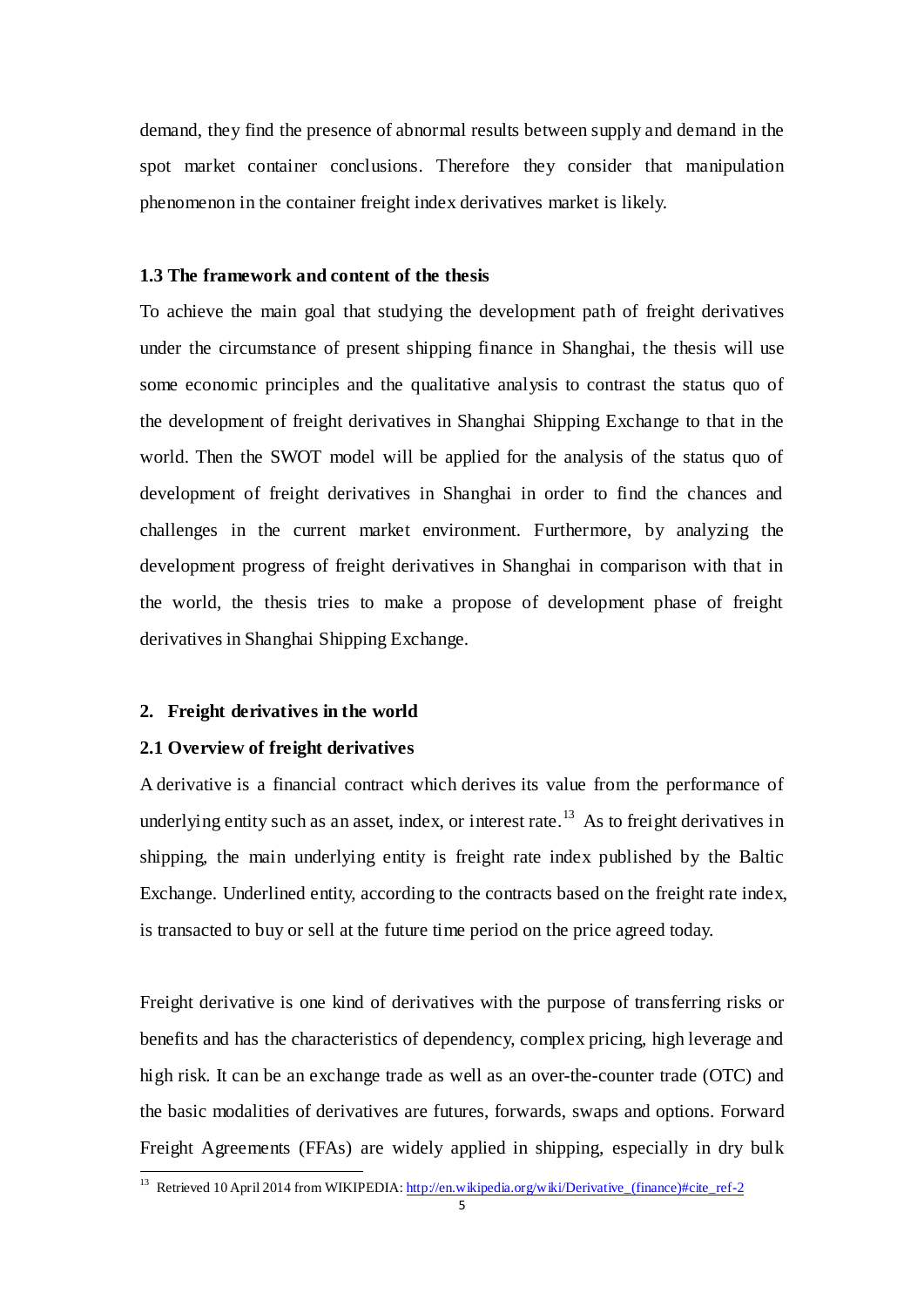demand, they find the presence of abnormal results between supply and demand in the spot market container conclusions. Therefore they consider that manipulation phenomenon in the container freight index derivatives market is likely.

### 1.3 The framework and content of the thesis

To achieve the main goal that studying the development path of freight derivatives under the circumstance of present shipping finance in Shanghai, the thesis will use some economic principles and the qualitative analysis to contrast the status quo of the development of freight derivatives in Shanghai Shipping Exchange to that in the world. Then the SWOT model will be applied for the analysis of the status quo of development of freight derivatives in Shanghai in order to find the chances and challenges in the current market environment. Furthermore, by analyzing the development progress of freight derivatives in Shanghai in comparison with that in the world, the thesis tries to make a propose of development phase of freight derivatives in Shanghai Shipping Exchange.

## 2. Freight derivatives in the world

### 2.1 Overview of freight derivatives

A derivative is a financial contract which derives its value from the performance of underlying entity such as an asset, index, or interest rate.[13] As to freight derivatives in shipping, the main underlying entity is freight rate index published by the Baltic Exchange. Underlined entity, according to the contracts based on the freight rate index, is transacted to buy or sell at the future time period on the price agreed today.

Freight derivative is one kind of derivatives with the purpose of transferring risks or benefits and has the characteristics of dependency, complex pricing, high leverage and high risk. It can be an exchange trade as well as an over-the-counter trade (OTC) and the basic modalities of derivatives are futures, forwards, swaps and options. Forward Freight Agreements (FFAs) are widely applied in shipping, especially in dry bulk

[13] Retrieved 10 April 2014 from WIKIPEDIA: http://en.wikipedia.org/wiki/Derivative_(finance)#cite_ref-2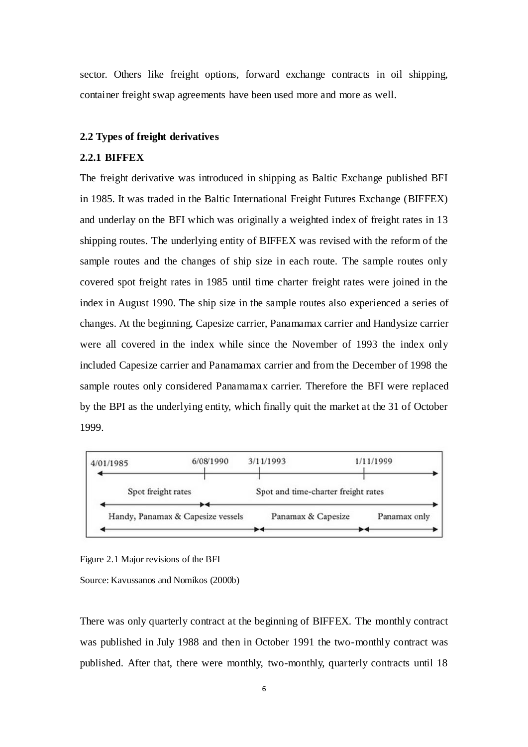sector. Others like freight options, forward exchange contracts in oil shipping, container freight swap agreements have been used more and more as well.

## 2.2 Types of freight derivatives

### 2.2.1 BIFFEX

The freight derivative was introduced in shipping as Baltic Exchange published BFI in 1985. It was traded in the Baltic International Freight Futures Exchange (BIFFEX) and underlay on the BFI which was originally a weighted index of freight rates in 13 shipping routes. The underlying entity of BIFFEX was revised with the reform of the sample routes and the changes of ship size in each route. The sample routes only covered spot freight rates in 1985 until time charter freight rates were joined in the index in August 1990. The ship size in the sample routes also experienced a series of changes. At the beginning, Capesize carrier, Panamamax carrier and Handysize carrier were all covered in the index while since the November of 1993 the index only included Capesize carrier and Panamamax carrier and from the December of 1998 the sample routes only considered Panamamax carrier. Therefore the BFI were replaced by the BPI as the underlying entity, which finally quit the market at the 31 of October 1999.

Figure 2.1 Major revisions of the BFI

Source: Kavussanos and Nomikos (2000b)

There was only quarterly contract at the beginning of BIFFEX. The monthly contract was published in July 1988 and then in October 1991 the two-monthly contract was published. After that, there were monthly, two-monthly, quarterly contracts until 18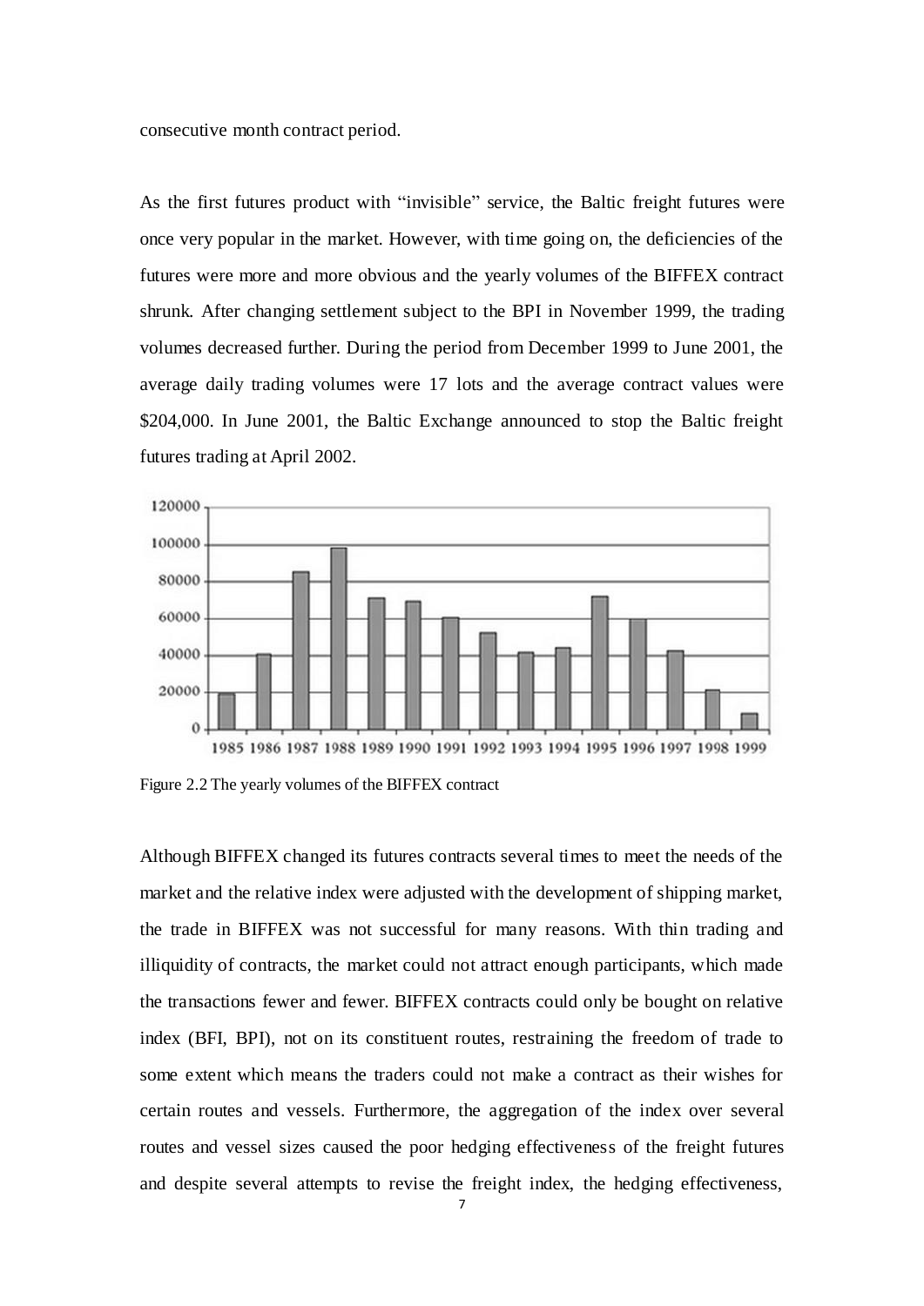consecutive month contract period.

As the first futures product with "invisible" service, the Baltic freight futures were once very popular in the market. However, with time going on, the deficiencies of the futures were more and more obvious and the yearly volumes of the BIFFEX contract shrunk. After changing settlement subject to the BPI in November 1999, the trading volumes decreased further. During the period from December 1999 to June 2001, the average daily trading volumes were 17 lots and the average contract values were $204,000. In June 2001, the Baltic Exchange announced to stop the Baltic freight futures trading at April 2002.

Figure 2.2 The yearly volumes of the BIFFEX contract

Although BIFFEX changed its futures contracts several times to meet the needs of the market and the relative index were adjusted with the development of shipping market, the trade in BIFFEX was not successful for many reasons. With thin trading and illiquidity of contracts, the market could not attract enough participants, which made the transactions fewer and fewer. BIFFEX contracts could only be bought on relative index (BFI, BPI), not on its constituent routes, restraining the freedom of trade to some extent which means the traders could not make a contract as their wishes for certain routes and vessels. Furthermore, the aggregation of the index over several routes and vessel sizes caused the poor hedging effectiveness of the freight futures and despite several attempts to revise the freight index, the hedging effectiveness,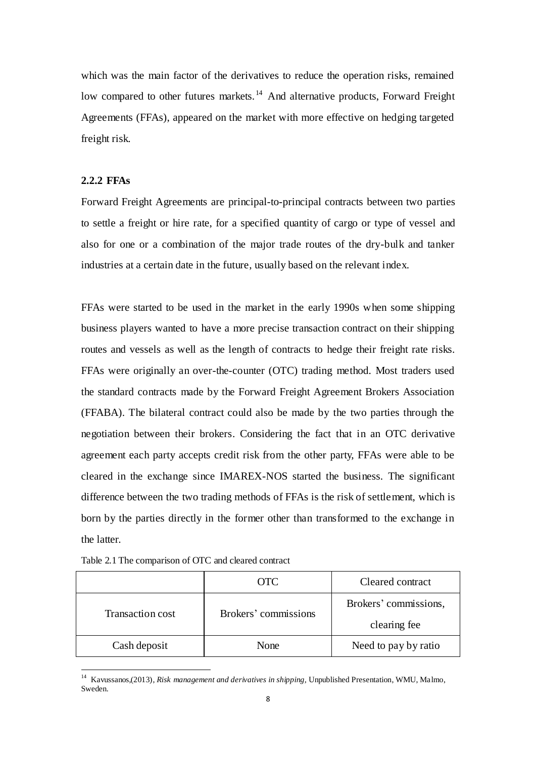which was the main factor of the derivatives to reduce the operation risks, remained low compared to other futures markets.[14] And alternative products, Forward Freight Agreements (FFAs), appeared on the market with more effective on hedging targeted freight risk.

### 2.2.2 FFAs

Forward Freight Agreements are principal-to-principal contracts between two parties to settle a freight or hire rate, for a specified quantity of cargo or type of vessel and also for one or a combination of the major trade routes of the dry-bulk and tanker industries at a certain date in the future, usually based on the relevant index.

FFAs were started to be used in the market in the early 1990s when some shipping business players wanted to have a more precise transaction contract on their shipping routes and vessels as well as the length of contracts to hedge their freight rate risks. FFAs were originally an over-the-counter (OTC) trading method. Most traders used the standard contracts made by the Forward Freight Agreement Brokers Association (FFABA). The bilateral contract could also be made by the two parties through the negotiation between their brokers. Considering the fact that in an OTC derivative agreement each party accepts credit risk from the other party, FFAs were able to be cleared in the exchange since IMAREX-NOS started the business. The significant difference between the two trading methods of FFAs is the risk of settlement, which is born by the parties directly in the former other than transformed to the exchange in the latter.

Table 2.1 The comparison of OTC and cleared contract

| | OTC | Cleared contract |
|---|---|---|
| Transaction cost | Brokers' commissions | Brokers' commissions, clearing fee |
| Cash deposit | None | Need to pay by ratio |

[14] Kavussanos,(2013), *Risk management and derivatives in shipping*, Unpublished Presentation, WMU, Malmo, Sweden.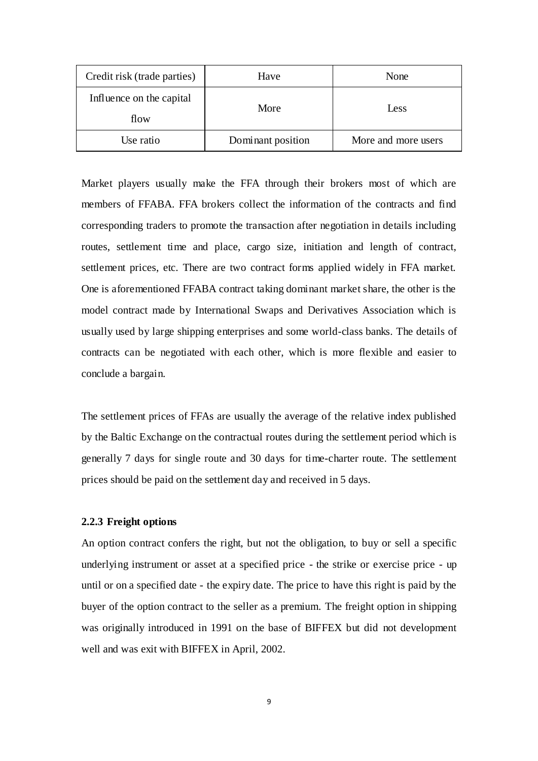| Credit risk (trade parties) | Have | None |
| --- | --- | --- |
| Influence on the capital flow | More | Less |
| Use ratio | Dominant position | More and more users |

Market players usually make the FFA through their brokers most of which are members of FFABA. FFA brokers collect the information of the contracts and find corresponding traders to promote the transaction after negotiation in details including routes, settlement time and place, cargo size, initiation and length of contract, settlement prices, etc. There are two contract forms applied widely in FFA market. One is aforementioned FFABA contract taking dominant market share, the other is the model contract made by International Swaps and Derivatives Association which is usually used by large shipping enterprises and some world-class banks. The details of contracts can be negotiated with each other, which is more flexible and easier to conclude a bargain.

The settlement prices of FFAs are usually the average of the relative index published by the Baltic Exchange on the contractual routes during the settlement period which is generally 7 days for single route and 30 days for time-charter route. The settlement prices should be paid on the settlement day and received in 5 days.

### 2.2.3 Freight options

An option contract confers the right, but not the obligation, to buy or sell a specific underlying instrument or asset at a specified price - the strike or exercise price - up until or on a specified date - the expiry date. The price to have this right is paid by the buyer of the option contract to the seller as a premium. The freight option in shipping was originally introduced in 1991 on the base of BIFFEX but did not development well and was exit with BIFFEX in April, 2002.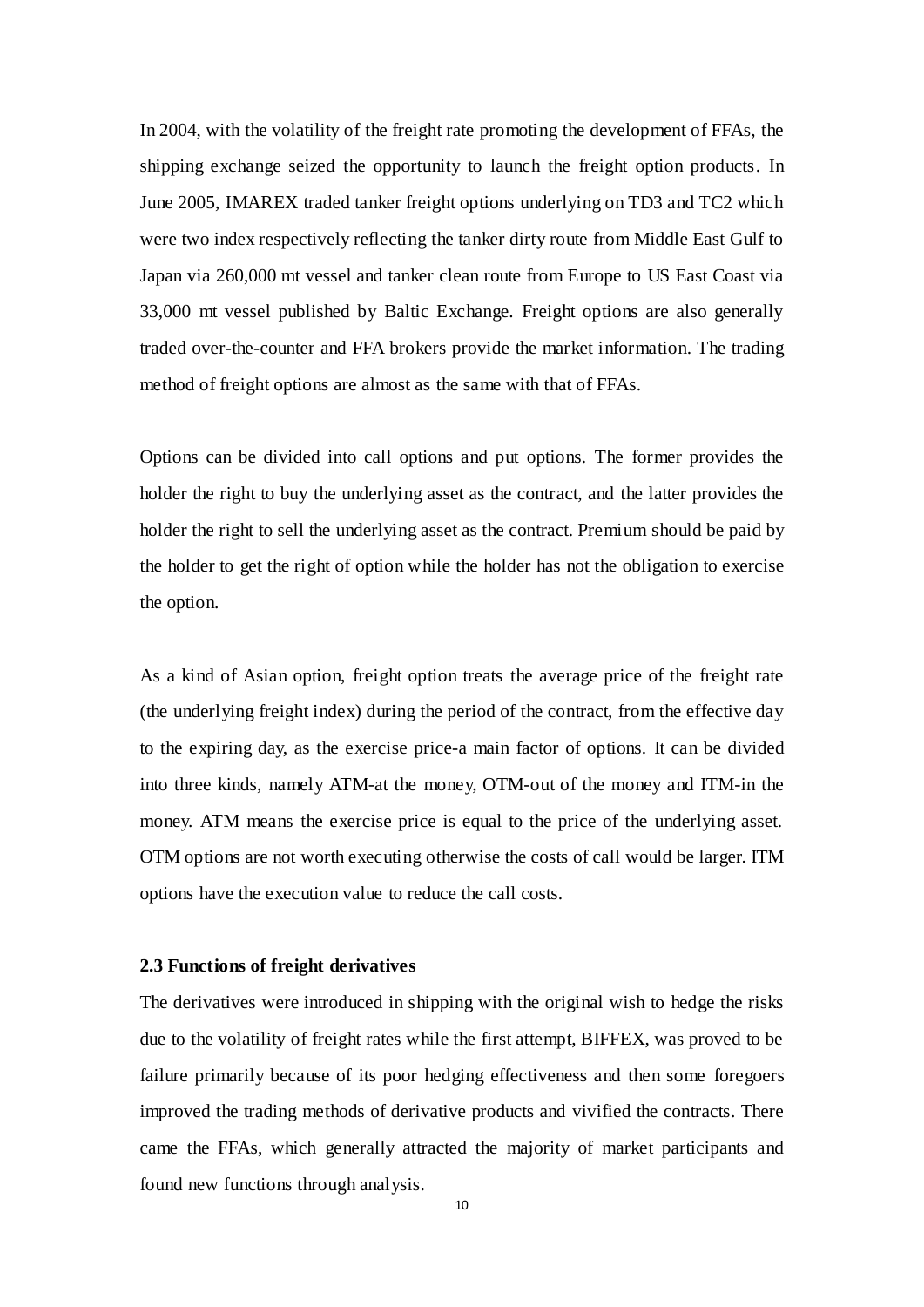In 2004, with the volatility of the freight rate promoting the development of FFAs, the shipping exchange seized the opportunity to launch the freight option products. In June 2005, IMAREX traded tanker freight options underlying on TD3 and TC2 which were two index respectively reflecting the tanker dirty route from Middle East Gulf to Japan via 260,000 mt vessel and tanker clean route from Europe to US East Coast via 33,000 mt vessel published by Baltic Exchange. Freight options are also generally traded over-the-counter and FFA brokers provide the market information. The trading method of freight options are almost as the same with that of FFAs.

Options can be divided into call options and put options. The former provides the holder the right to buy the underlying asset as the contract, and the latter provides the holder the right to sell the underlying asset as the contract. Premium should be paid by the holder to get the right of option while the holder has not the obligation to exercise the option.

As a kind of Asian option, freight option treats the average price of the freight rate (the underlying freight index) during the period of the contract, from the effective day to the expiring day, as the exercise price-a main factor of options. It can be divided into three kinds, namely ATM-at the money, OTM-out of the money and ITM-in the money. ATM means the exercise price is equal to the price of the underlying asset. OTM options are not worth executing otherwise the costs of call would be larger. ITM options have the execution value to reduce the call costs.

### 2.3 Functions of freight derivatives

The derivatives were introduced in shipping with the original wish to hedge the risks due to the volatility of freight rates while the first attempt, BIFFEX, was proved to be failure primarily because of its poor hedging effectiveness and then some foregoers improved the trading methods of derivative products and vivified the contracts. There came the FFAs, which generally attracted the majority of market participants and found new functions through analysis.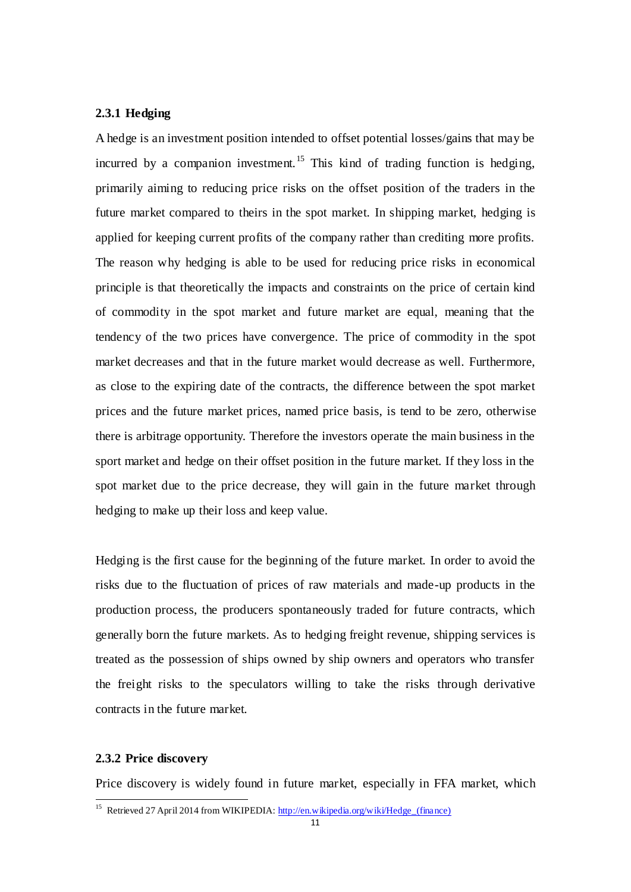### 2.3.1 Hedging

A hedge is an investment position intended to offset potential losses/gains that may be incurred by a companion investment.[15] This kind of trading function is hedging, primarily aiming to reducing price risks on the offset position of the traders in the future market compared to theirs in the spot market. In shipping market, hedging is applied for keeping current profits of the company rather than crediting more profits. The reason why hedging is able to be used for reducing price risks in economical principle is that theoretically the impacts and constraints on the price of certain kind of commodity in the spot market and future market are equal, meaning that the tendency of the two prices have convergence. The price of commodity in the spot market decreases and that in the future market would decrease as well. Furthermore, as close to the expiring date of the contracts, the difference between the spot market prices and the future market prices, named price basis, is tend to be zero, otherwise there is arbitrage opportunity. Therefore the investors operate the main business in the sport market and hedge on their offset position in the future market. If they loss in the spot market due to the price decrease, they will gain in the future market through hedging to make up their loss and keep value.

Hedging is the first cause for the beginning of the future market. In order to avoid the risks due to the fluctuation of prices of raw materials and made-up products in the production process, the producers spontaneously traded for future contracts, which generally born the future markets. As to hedging freight revenue, shipping services is treated as the possession of ships owned by ship owners and operators who transfer the freight risks to the speculators willing to take the risks through derivative contracts in the future market.

### 2.3.2 Price discovery

Price discovery is widely found in future market, especially in FFA market, which

[15] Retrieved 27 April 2014 from WIKIPEDIA: http://en.wikipedia.org/wiki/Hedge_(finance)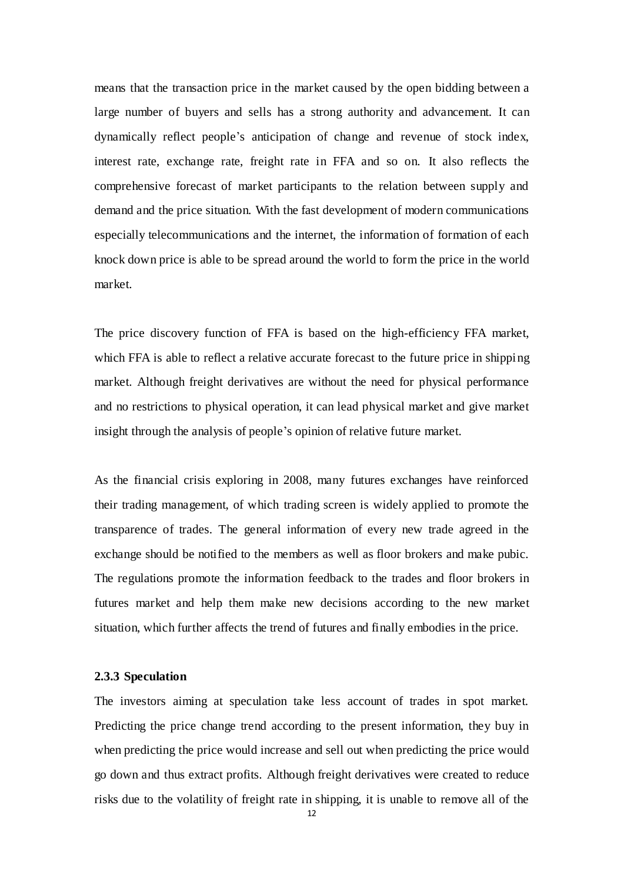means that the transaction price in the market caused by the open bidding between a large number of buyers and sells has a strong authority and advancement. It can dynamically reflect people's anticipation of change and revenue of stock index, interest rate, exchange rate, freight rate in FFA and so on. It also reflects the comprehensive forecast of market participants to the relation between supply and demand and the price situation. With the fast development of modern communications especially telecommunications and the internet, the information of formation of each knock down price is able to be spread around the world to form the price in the world market.

The price discovery function of FFA is based on the high-efficiency FFA market, which FFA is able to reflect a relative accurate forecast to the future price in shipping market. Although freight derivatives are without the need for physical performance and no restrictions to physical operation, it can lead physical market and give market insight through the analysis of people's opinion of relative future market.

As the financial crisis exploring in 2008, many futures exchanges have reinforced their trading management, of which trading screen is widely applied to promote the transparence of trades. The general information of every new trade agreed in the exchange should be notified to the members as well as floor brokers and make pubic. The regulations promote the information feedback to the trades and floor brokers in futures market and help them make new decisions according to the new market situation, which further affects the trend of futures and finally embodies in the price.

### 2.3.3 Speculation

The investors aiming at speculation take less account of trades in spot market. Predicting the price change trend according to the present information, they buy in when predicting the price would increase and sell out when predicting the price would go down and thus extract profits. Although freight derivatives were created to reduce risks due to the volatility of freight rate in shipping, it is unable to remove all of the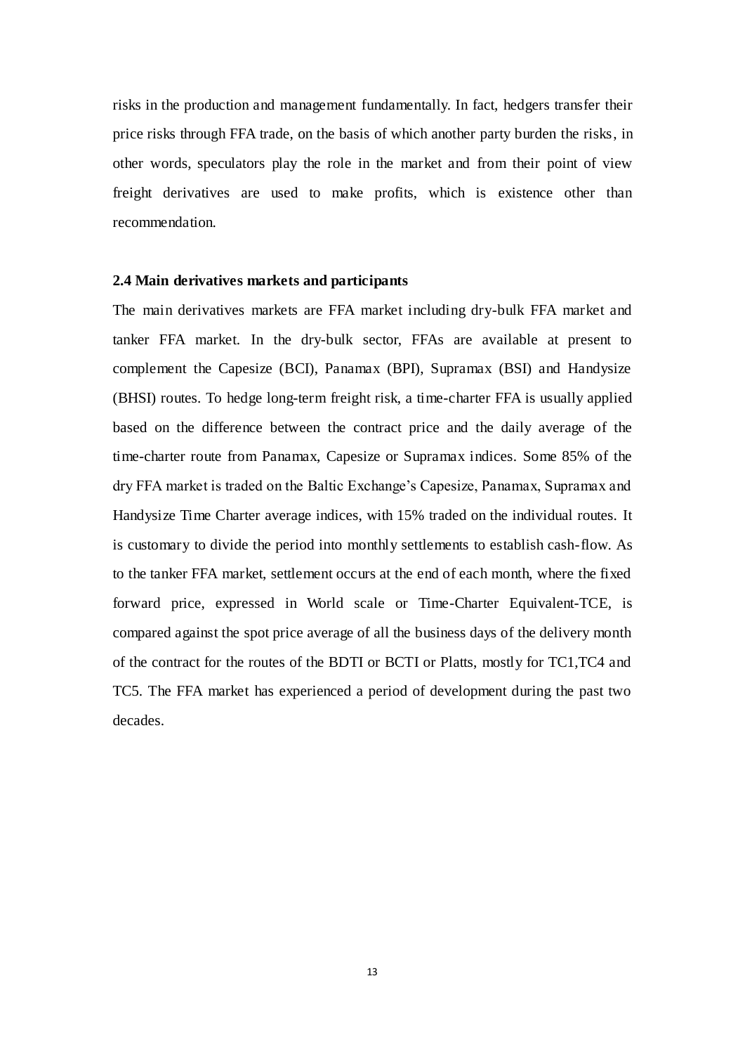risks in the production and management fundamentally. In fact, hedgers transfer their price risks through FFA trade, on the basis of which another party burden the risks, in other words, speculators play the role in the market and from their point of view freight derivatives are used to make profits, which is existence other than recommendation.

### 2.4 Main derivatives markets and participants

The main derivatives markets are FFA market including dry-bulk FFA market and tanker FFA market. In the dry-bulk sector, FFAs are available at present to complement the Capesize (BCI), Panamax (BPI), Supramax (BSI) and Handysize (BHSI) routes. To hedge long-term freight risk, a time-charter FFA is usually applied based on the difference between the contract price and the daily average of the time-charter route from Panamax, Capesize or Supramax indices. Some 85% of the dry FFA market is traded on the Baltic Exchange's Capesize, Panamax, Supramax and Handysize Time Charter average indices, with 15% traded on the individual routes. It is customary to divide the period into monthly settlements to establish cash-flow. As to the tanker FFA market, settlement occurs at the end of each month, where the fixed forward price, expressed in World scale or Time-Charter Equivalent-TCE, is compared against the spot price average of all the business days of the delivery month of the contract for the routes of the BDTI or BCTI or Platts, mostly for TC1,TC4 and TC5. The FFA market has experienced a period of development during the past two decades.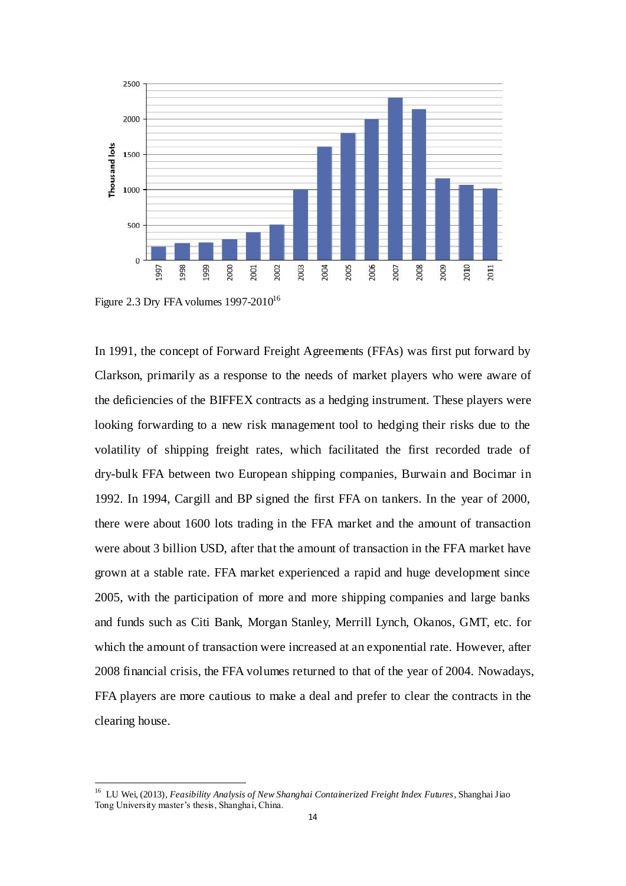Figure 2.3 Dry FFA volumes 1997-2010[16]

In 1991, the concept of Forward Freight Agreements (FFAs) was first put forward by Clarkson, primarily as a response to the needs of market players who were aware of the deficiencies of the BIFFEX contracts as a hedging instrument. These players were looking forwarding to a new risk management tool to hedging their risks due to the volatility of shipping freight rates, which facilitated the first recorded trade of dry-bulk FFA between two European shipping companies, Burwain and Bocimar in 1992. In 1994, Cargill and BP signed the first FFA on tankers. In the year of 2000, there were about 1600 lots trading in the FFA market and the amount of transaction were about 3 billion USD, after that the amount of transaction in the FFA market have grown at a stable rate. FFA market experienced a rapid and huge development since 2005, with the participation of more and more shipping companies and large banks and funds such as Citi Bank, Morgan Stanley, Merrill Lynch, Okanos, GMT, etc. for which the amount of transaction were increased at an exponential rate. However, after 2008 financial crisis, the FFA volumes returned to that of the year of 2004. Nowadays, FFA players are more cautious to make a deal and prefer to clear the contracts in the clearing house.

[16] LU Wei, (2013), *Feasibility Analysis of New Shanghai Containerized Freight Index Futures*, Shanghai Jiao Tong University master's thesis, Shanghai, China.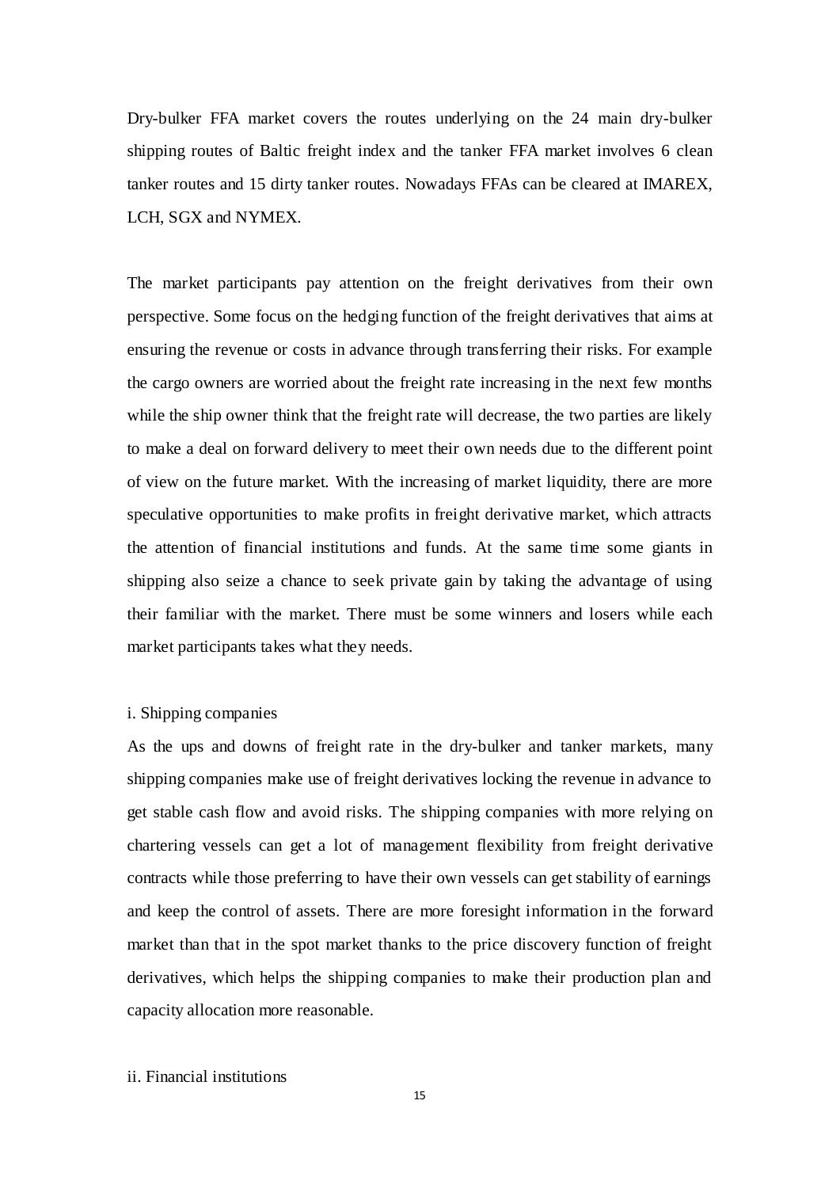Dry-bulker FFA market covers the routes underlying on the 24 main dry-bulker shipping routes of Baltic freight index and the tanker FFA market involves 6 clean tanker routes and 15 dirty tanker routes. Nowadays FFAs can be cleared at IMAREX, LCH, SGX and NYMEX.

The market participants pay attention on the freight derivatives from their own perspective. Some focus on the hedging function of the freight derivatives that aims at ensuring the revenue or costs in advance through transferring their risks. For example the cargo owners are worried about the freight rate increasing in the next few months while the ship owner think that the freight rate will decrease, the two parties are likely to make a deal on forward delivery to meet their own needs due to the different point of view on the future market. With the increasing of market liquidity, there are more speculative opportunities to make profits in freight derivative market, which attracts the attention of financial institutions and funds. At the same time some giants in shipping also seize a chance to seek private gain by taking the advantage of using their familiar with the market. There must be some winners and losers while each market participants takes what they needs.

i. Shipping companies

As the ups and downs of freight rate in the dry-bulker and tanker markets, many shipping companies make use of freight derivatives locking the revenue in advance to get stable cash flow and avoid risks. The shipping companies with more relying on chartering vessels can get a lot of management flexibility from freight derivative contracts while those preferring to have their own vessels can get stability of earnings and keep the control of assets. There are more foresight information in the forward market than that in the spot market thanks to the price discovery function of freight derivatives, which helps the shipping companies to make their production plan and capacity allocation more reasonable.

ii. Financial institutions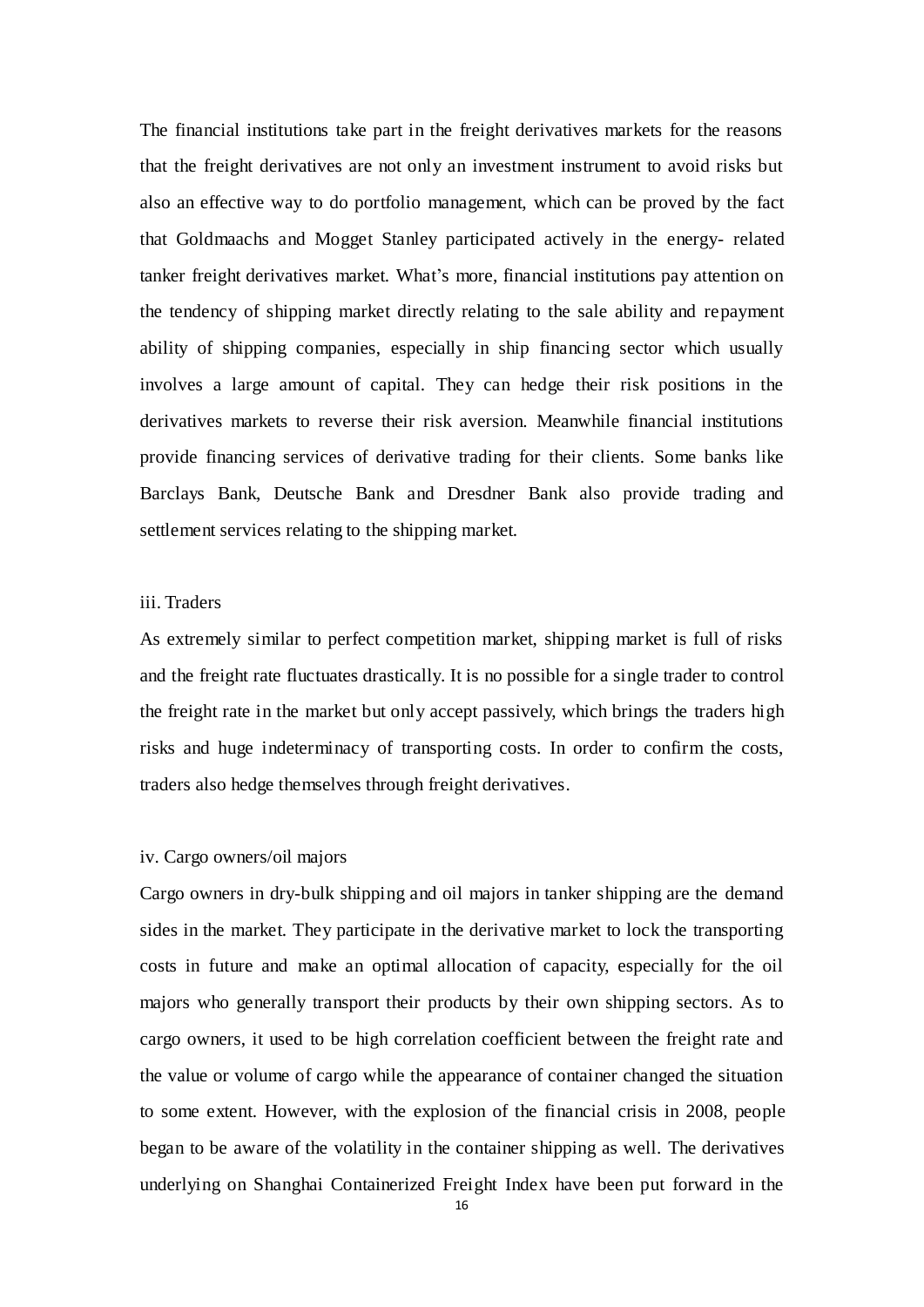The financial institutions take part in the freight derivatives markets for the reasons that the freight derivatives are not only an investment instrument to avoid risks but also an effective way to do portfolio management, which can be proved by the fact that Goldmaachs and Mogget Stanley participated actively in the energy- related tanker freight derivatives market. What's more, financial institutions pay attention on the tendency of shipping market directly relating to the sale ability and repayment ability of shipping companies, especially in ship financing sector which usually involves a large amount of capital. They can hedge their risk positions in the derivatives markets to reverse their risk aversion. Meanwhile financial institutions provide financing services of derivative trading for their clients. Some banks like Barclays Bank, Deutsche Bank and Dresdner Bank also provide trading and settlement services relating to the shipping market.

iii. Traders

As extremely similar to perfect competition market, shipping market is full of risks and the freight rate fluctuates drastically. It is no possible for a single trader to control the freight rate in the market but only accept passively, which brings the traders high risks and huge indeterminacy of transporting costs. In order to confirm the costs, traders also hedge themselves through freight derivatives.

iv. Cargo owners/oil majors

Cargo owners in dry-bulk shipping and oil majors in tanker shipping are the demand sides in the market. They participate in the derivative market to lock the transporting costs in future and make an optimal allocation of capacity, especially for the oil majors who generally transport their products by their own shipping sectors. As to cargo owners, it used to be high correlation coefficient between the freight rate and the value or volume of cargo while the appearance of container changed the situation to some extent. However, with the explosion of the financial crisis in 2008, people began to be aware of the volatility in the container shipping as well. The derivatives underlying on Shanghai Containerized Freight Index have been put forward in the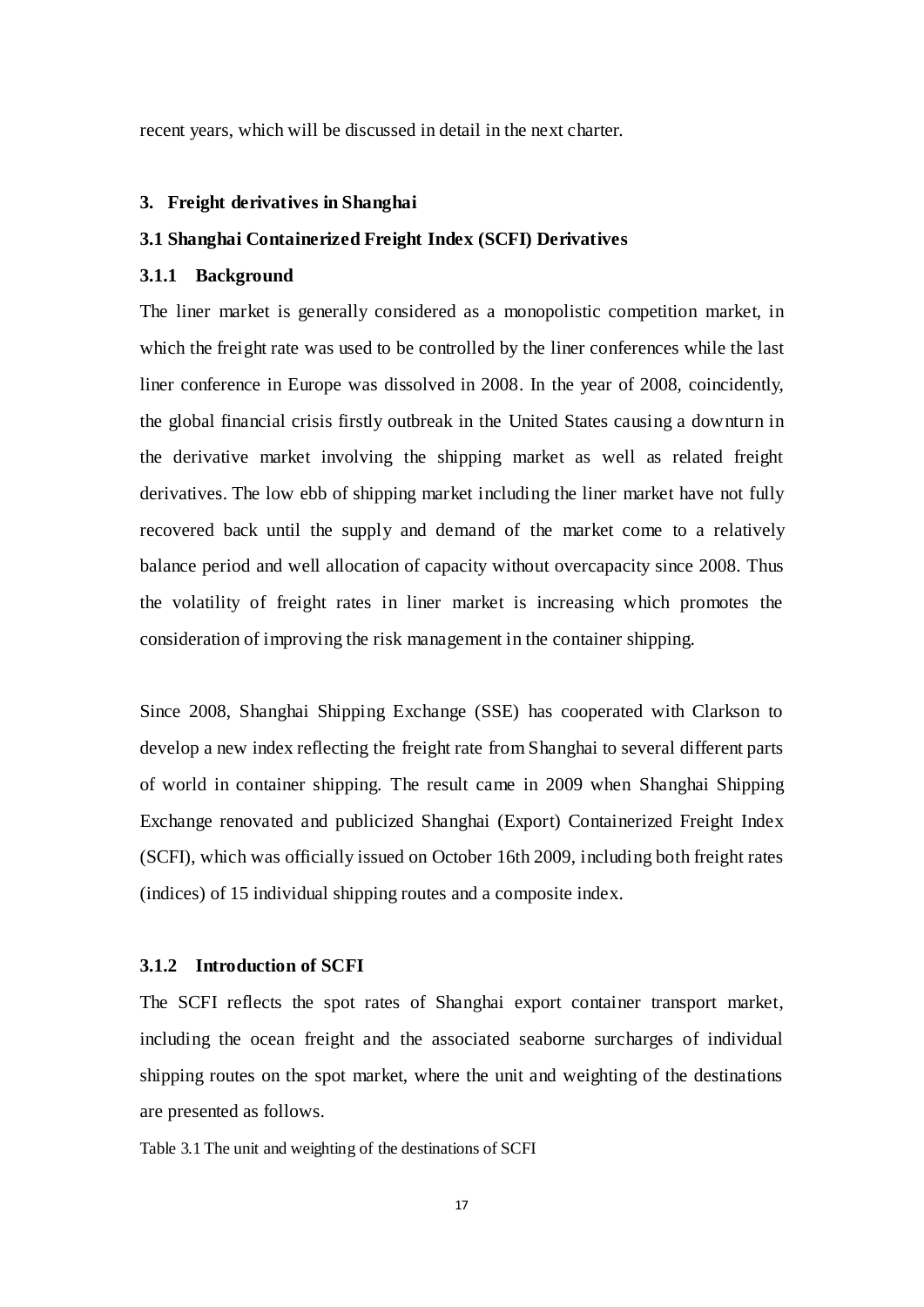recent years, which will be discussed in detail in the next charter.

## 3. Freight derivatives in Shanghai

### 3.1 Shanghai Containerized Freight Index (SCFI) Derivatives

#### 3.1.1 Background

The liner market is generally considered as a monopolistic competition market, in which the freight rate was used to be controlled by the liner conferences while the last liner conference in Europe was dissolved in 2008. In the year of 2008, coincidently, the global financial crisis firstly outbreak in the United States causing a downturn in the derivative market involving the shipping market as well as related freight derivatives. The low ebb of shipping market including the liner market have not fully recovered back until the supply and demand of the market come to a relatively balance period and well allocation of capacity without overcapacity since 2008. Thus the volatility of freight rates in liner market is increasing which promotes the consideration of improving the risk management in the container shipping.

Since 2008, Shanghai Shipping Exchange (SSE) has cooperated with Clarkson to develop a new index reflecting the freight rate from Shanghai to several different parts of world in container shipping. The result came in 2009 when Shanghai Shipping Exchange renovated and publicized Shanghai (Export) Containerized Freight Index (SCFI), which was officially issued on October 16th 2009, including both freight rates (indices) of 15 individual shipping routes and a composite index.

#### 3.1.2 Introduction of SCFI

The SCFI reflects the spot rates of Shanghai export container transport market, including the ocean freight and the associated seaborne surcharges of individual shipping routes on the spot market, where the unit and weighting of the destinations are presented as follows.

Table 3.1 The unit and weighting of the destinations of SCFI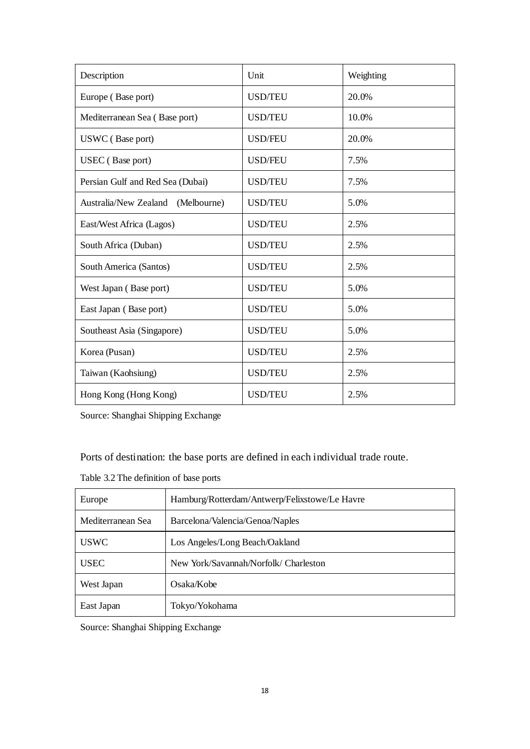| Description | Unit | Weighting |
|---|---|---|
| Europe ( Base port) | USD/TEU | 20.0% |
| Mediterranean Sea ( Base port) | USD/TEU | 10.0% |
| USWC ( Base port) | USD/FEU | 20.0% |
| USEC ( Base port) | USD/FEU | 7.5% |
| Persian Gulf and Red Sea (Dubai) | USD/TEU | 7.5% |
| Australia/New Zealand (Melbourne) | USD/TEU | 5.0% |
| East/West Africa (Lagos) | USD/TEU | 2.5% |
| South Africa (Duban) | USD/TEU | 2.5% |
| South America (Santos) | USD/TEU | 2.5% |
| West Japan ( Base port) | USD/TEU | 5.0% |
| East Japan ( Base port) | USD/TEU | 5.0% |
| Southeast Asia (Singapore) | USD/TEU | 5.0% |
| Korea (Pusan) | USD/TEU | 2.5% |
| Taiwan (Kaohsiung) | USD/TEU | 2.5% |
| Hong Kong (Hong Kong) | USD/TEU | 2.5% |

Source: Shanghai Shipping Exchange

Ports of destination: the base ports are defined in each individual trade route.

Table 3.2 The definition of base ports

| Europe | Hamburg/Rotterdam/Antwerp/Felixstowe/Le Havre |
|---|---|
| Mediterranean Sea | Barcelona/Valencia/Genoa/Naples |
| USWC | Los Angeles/Long Beach/Oakland |
| USEC | New York/Savannah/Norfolk/ Charleston |
| West Japan | Osaka/Kobe |
| East Japan | Tokyo/Yokohama |

Source: Shanghai Shipping Exchange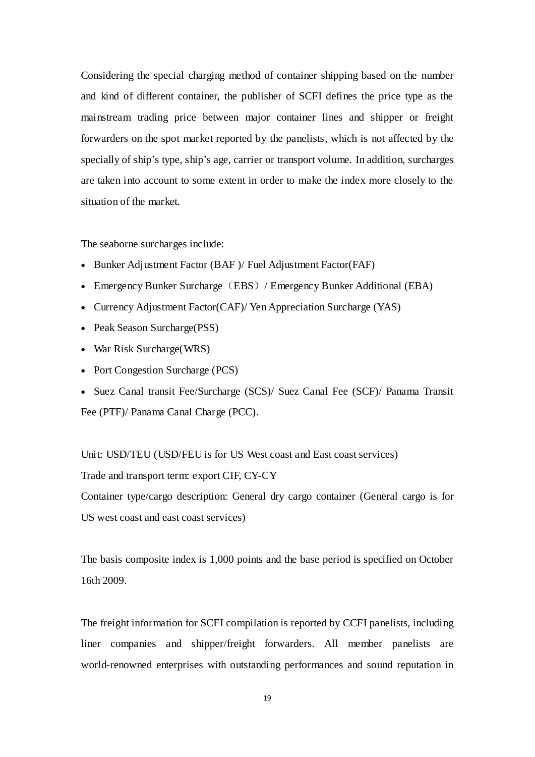Considering the special charging method of container shipping based on the number and kind of different container, the publisher of SCFI defines the price type as the mainstream trading price between major container lines and shipper or freight forwarders on the spot market reported by the panelists, which is not affected by the specially of ship's type, ship's age, carrier or transport volume. In addition, surcharges are taken into account to some extent in order to make the index more closely to the situation of the market.

The seaborne surcharges include:

- Bunker Adjustment Factor (BAF )/ Fuel Adjustment Factor(FAF)
- Emergency Bunker Surcharge（EBS）/ Emergency Bunker Additional (EBA)
- Currency Adjustment Factor(CAF)/ Yen Appreciation Surcharge (YAS)
- Peak Season Surcharge(PSS)
- War Risk Surcharge(WRS)
- Port Congestion Surcharge (PCS)
- Suez Canal transit Fee/Surcharge (SCS)/ Suez Canal Fee (SCF)/ Panama Transit Fee (PTF)/ Panama Canal Charge (PCC).

Unit: USD/TEU (USD/FEU is for US West coast and East coast services)

Trade and transport term: export CIF, CY-CY

Container type/cargo description: General dry cargo container (General cargo is for US west coast and east coast services)

The basis composite index is 1,000 points and the base period is specified on October 16th 2009.

The freight information for SCFI compilation is reported by CCFI panelists, including liner companies and shipper/freight forwarders. All member panelists are world-renowned enterprises with outstanding performances and sound reputation in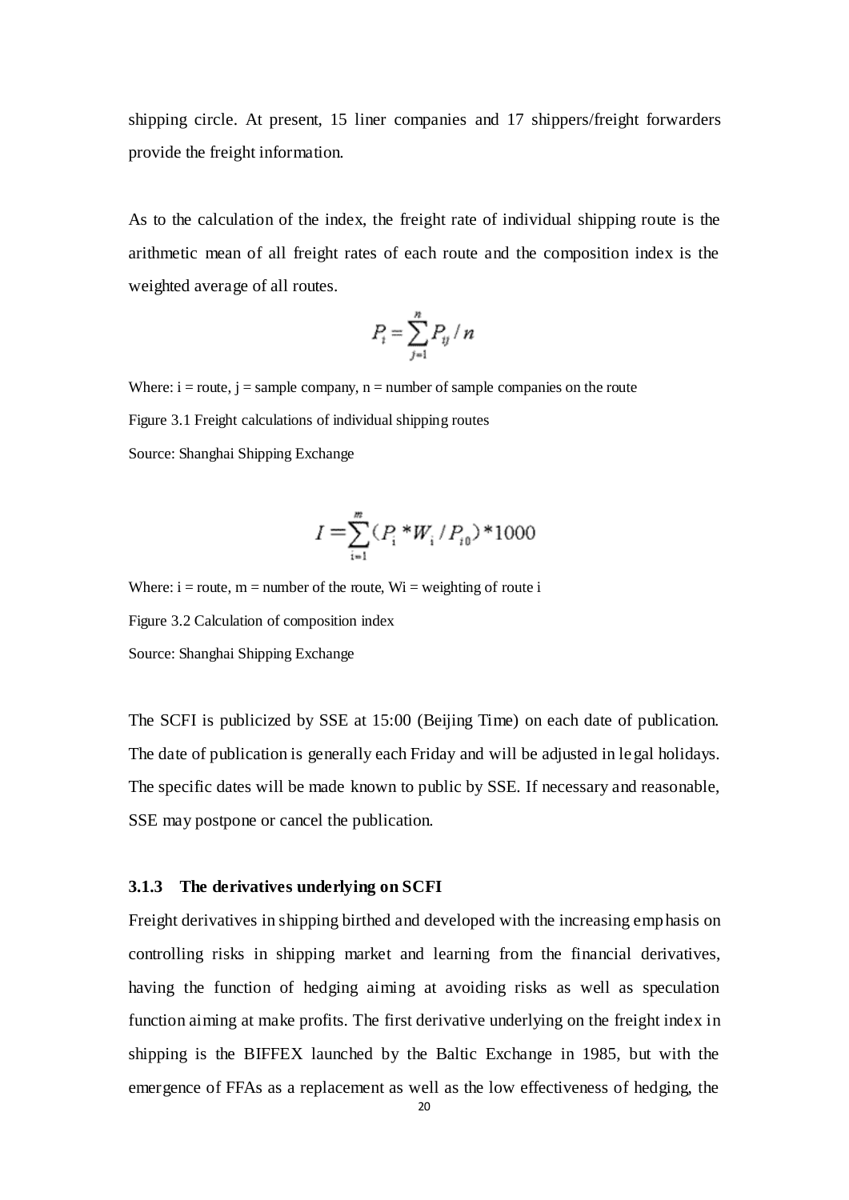shipping circle. At present, 15 liner companies and 17 shippers/freight forwarders provide the freight information.

As to the calculation of the index, the freight rate of individual shipping route is the arithmetic mean of all freight rates of each route and the composition index is the weighted average of all routes.

$$P_i = \sum_{j=1}^{n} P_{ij} / n$$

Where: i = route, j = sample company, n = number of sample companies on the route

Figure 3.1 Freight calculations of individual shipping routes

Source: Shanghai Shipping Exchange

$$I = \sum_{i=1}^{m} (P_i * W_i / P_{i0}) * 1000$$

Where: i = route, m = number of the route, Wi = weighting of route i

Figure 3.2 Calculation of composition index

Source: Shanghai Shipping Exchange

The SCFI is publicized by SSE at 15:00 (Beijing Time) on each date of publication. The date of publication is generally each Friday and will be adjusted in legal holidays. The specific dates will be made known to public by SSE. If necessary and reasonable, SSE may postpone or cancel the publication.

### 3.1.3 The derivatives underlying on SCFI

Freight derivatives in shipping birthed and developed with the increasing emphasis on controlling risks in shipping market and learning from the financial derivatives, having the function of hedging aiming at avoiding risks as well as speculation function aiming at make profits. The first derivative underlying on the freight index in shipping is the BIFFEX launched by the Baltic Exchange in 1985, but with the emergence of FFAs as a replacement as well as the low effectiveness of hedging, the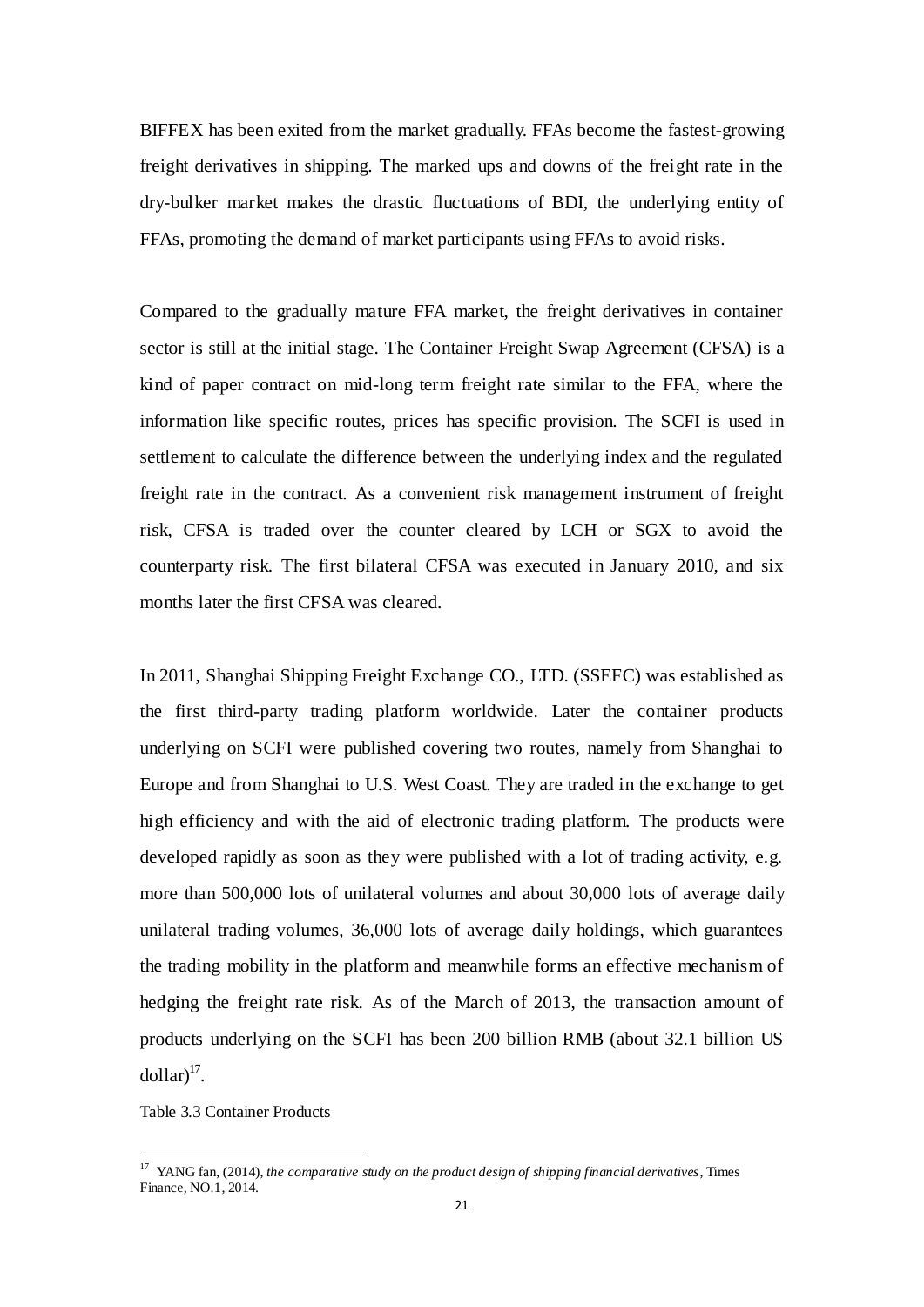BIFFEX has been exited from the market gradually. FFAs become the fastest-growing freight derivatives in shipping. The marked ups and downs of the freight rate in the dry-bulker market makes the drastic fluctuations of BDI, the underlying entity of FFAs, promoting the demand of market participants using FFAs to avoid risks.

Compared to the gradually mature FFA market, the freight derivatives in container sector is still at the initial stage. The Container Freight Swap Agreement (CFSA) is a kind of paper contract on mid-long term freight rate similar to the FFA, where the information like specific routes, prices has specific provision. The SCFI is used in settlement to calculate the difference between the underlying index and the regulated freight rate in the contract. As a convenient risk management instrument of freight risk, CFSA is traded over the counter cleared by LCH or SGX to avoid the counterparty risk. The first bilateral CFSA was executed in January 2010, and six months later the first CFSA was cleared.

In 2011, Shanghai Shipping Freight Exchange CO., LTD. (SSEFC) was established as the first third-party trading platform worldwide. Later the container products underlying on SCFI were published covering two routes, namely from Shanghai to Europe and from Shanghai to U.S. West Coast. They are traded in the exchange to get high efficiency and with the aid of electronic trading platform. The products were developed rapidly as soon as they were published with a lot of trading activity, e.g. more than 500,000 lots of unilateral volumes and about 30,000 lots of average daily unilateral trading volumes, 36,000 lots of average daily holdings, which guarantees the trading mobility in the platform and meanwhile forms an effective mechanism of hedging the freight rate risk. As of the March of 2013, the transaction amount of products underlying on the SCFI has been 200 billion RMB (about 32.1 billion US dollar)[17].

Table 3.3 Container Products

[17] YANG fan, (2014), *the comparative study on the product design of shipping financial derivatives*, Times Finance, NO.1, 2014.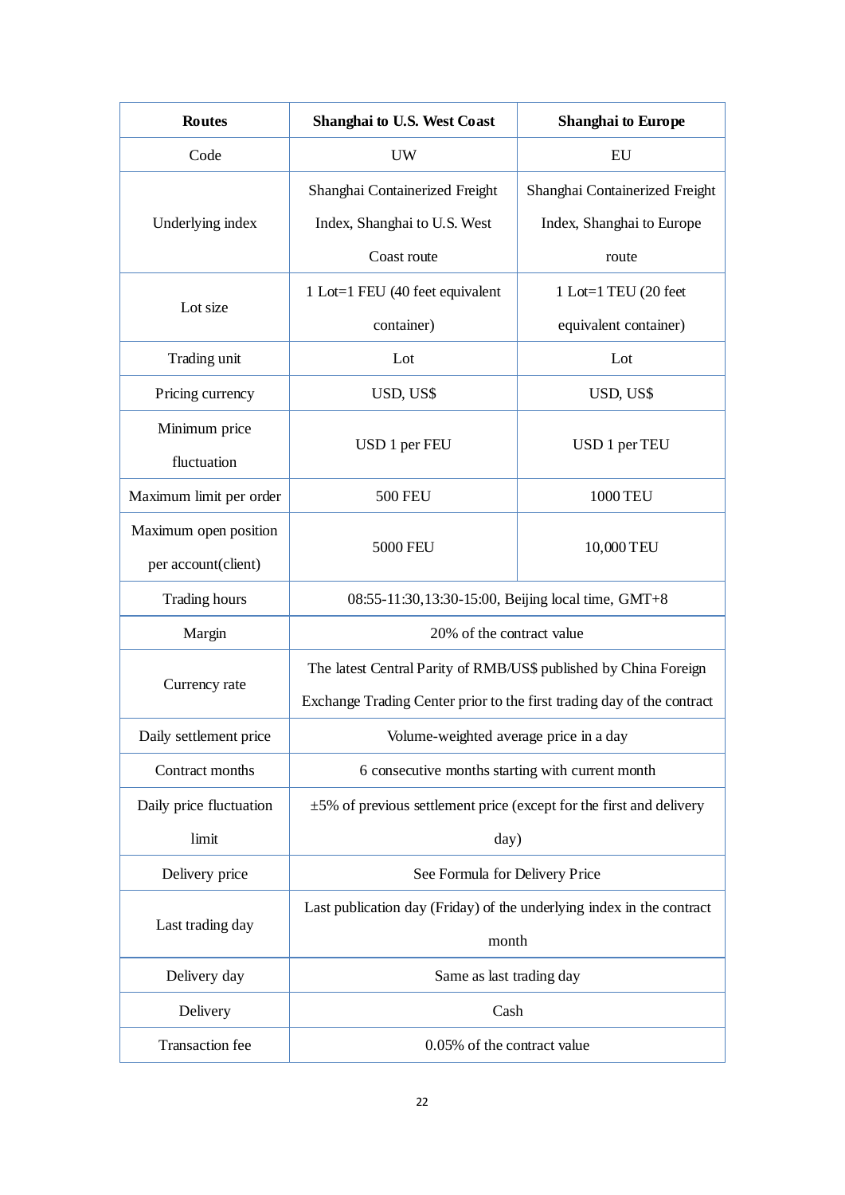| Routes | Shanghai to U.S. West Coast | Shanghai to Europe |
|---|---|---|
| Code | UW | EU |
| Underlying index | Shanghai Containerized Freight Index, Shanghai to U.S. West Coast route | Shanghai Containerized Freight Index, Shanghai to Europe route |
| Lot size | 1 Lot=1 FEU (40 feet equivalent container) | 1 Lot=1 TEU (20 feet equivalent container) |
| Trading unit | Lot | Lot |
| Pricing currency | USD, US$ | USD, US$ |
| Minimum price fluctuation | USD 1 per FEU | USD 1 per TEU |
| Maximum limit per order | 500 FEU | 1000 TEU |
| Maximum open position per account(client) | 5000 FEU | 10,000 TEU |
| Trading hours | 08:55-11:30,13:30-15:00, Beijing local time, GMT+8 | |
| Margin | 20% of the contract value | |
| Currency rate | The latest Central Parity of RMB/US$ published by China Foreign Exchange Trading Center prior to the first trading day of the contract | |
| Daily settlement price | Volume-weighted average price in a day | |
| Contract months | 6 consecutive months starting with current month | |
| Daily price fluctuation limit | ±5% of previous settlement price (except for the first and delivery day) | |
| Delivery price | See Formula for Delivery Price | |
| Last trading day | Last publication day (Friday) of the underlying index in the contract month | |
| Delivery day | Same as last trading day | |
| Delivery | Cash | |
| Transaction fee | 0.05% of the contract value | |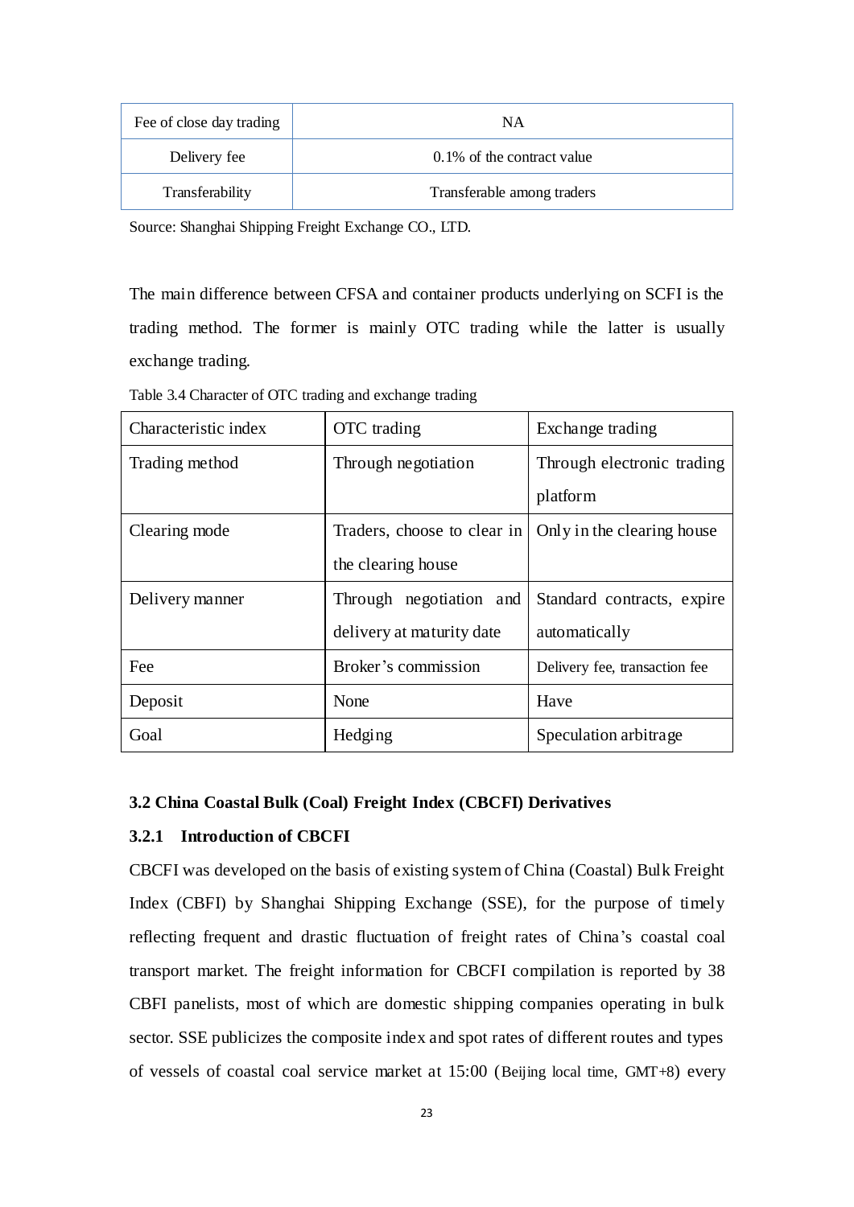| Fee of close day trading | NA |
|---|---|
| Delivery fee | 0.1% of the contract value |
| Transferability | Transferable among traders |

Source: Shanghai Shipping Freight Exchange CO., LTD.

The main difference between CFSA and container products underlying on SCFI is the trading method. The former is mainly OTC trading while the latter is usually exchange trading.

Table 3.4 Character of OTC trading and exchange trading

| Characteristic index | OTC trading | Exchange trading |
|---|---|---|
| Trading method | Through negotiation | Through electronic trading platform |
| Clearing mode | Traders, choose to clear in the clearing house | Only in the clearing house |
| Delivery manner | Through negotiation and delivery at maturity date | Standard contracts, expire automatically |
| Fee | Broker's commission | Delivery fee, transaction fee |
| Deposit | None | Have |
| Goal | Hedging | Speculation arbitrage |

### 3.2 China Coastal Bulk (Coal) Freight Index (CBCFI) Derivatives

#### 3.2.1 Introduction of CBCFI

CBCFI was developed on the basis of existing system of China (Coastal) Bulk Freight Index (CBFI) by Shanghai Shipping Exchange (SSE), for the purpose of timely reflecting frequent and drastic fluctuation of freight rates of China's coastal coal transport market. The freight information for CBCFI compilation is reported by 38 CBFI panelists, most of which are domestic shipping companies operating in bulk sector. SSE publicizes the composite index and spot rates of different routes and types of vessels of coastal coal service market at 15:00 (Beijing local time, GMT+8) every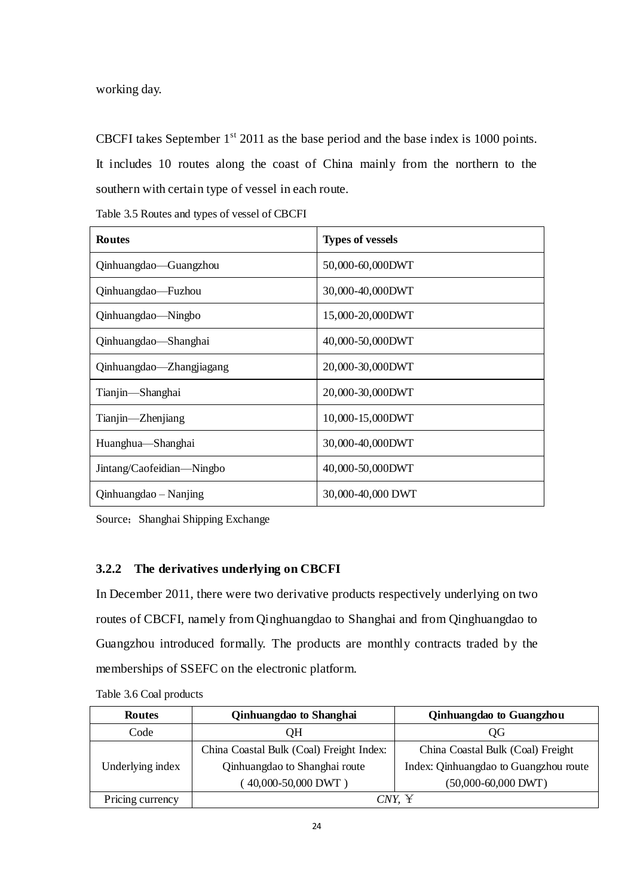working day.

CBCFI takes September 1st 2011 as the base period and the base index is 1000 points. It includes 10 routes along the coast of China mainly from the northern to the southern with certain type of vessel in each route.

Table 3.5 Routes and types of vessel of CBCFI

| **Routes** | **Types of vessels** |
|---|---|
| Qinhuangdao—Guangzhou | 50,000-60,000DWT |
| Qinhuangdao—Fuzhou | 30,000-40,000DWT |
| Qinhuangdao—Ningbo | 15,000-20,000DWT |
| Qinhuangdao—Shanghai | 40,000-50,000DWT |
| Qinhuangdao—Zhangjiagang | 20,000-30,000DWT |
| Tianjin—Shanghai | 20,000-30,000DWT |
| Tianjin—Zhenjiang | 10,000-15,000DWT |
| Huanghua—Shanghai | 30,000-40,000DWT |
| Jintang/Caofeidian—Ningbo | 40,000-50,000DWT |
| Qinhuangdao – Nanjing | 30,000-40,000 DWT |

Source；Shanghai Shipping Exchange

### 3.2.2 The derivatives underlying on CBCFI

In December 2011, there were two derivative products respectively underlying on two routes of CBCFI, namely from Qinghuangdao to Shanghai and from Qinghuangdao to Guangzhou introduced formally. The products are monthly contracts traded by the memberships of SSEFC on the electronic platform.

Table 3.6 Coal products

| **Routes** | **Qinhuangdao to Shanghai** | **Qinhuangdao to Guangzhou** |
|---|---|---|
| Code | QH | QG |
| Underlying index | China Coastal Bulk (Coal) Freight Index: Qinhuangdao to Shanghai route ( 40,000-50,000 DWT ) | China Coastal Bulk (Coal) Freight Index: Qinhuangdao to Guangzhou route (50,000-60,000 DWT) |
| Pricing currency | *CNY,* ￥ | |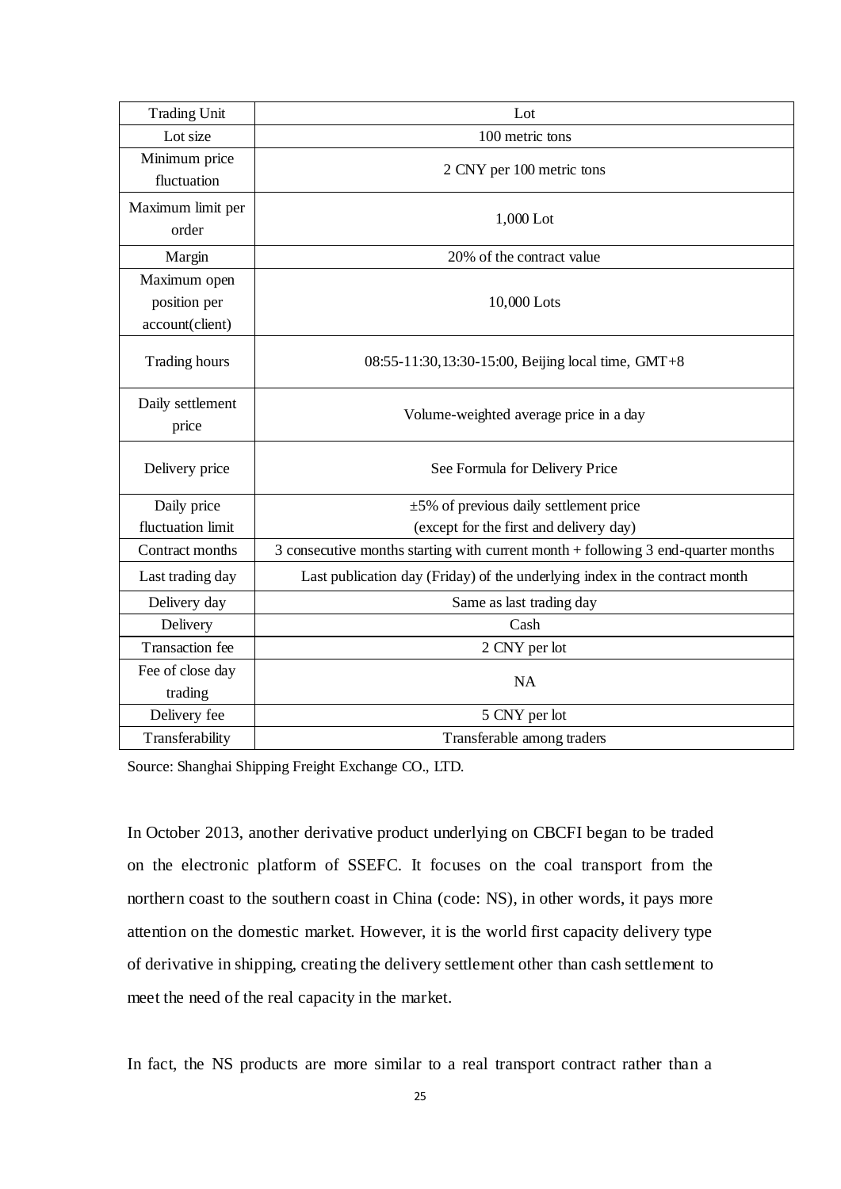| Trading Unit | Lot |
|---|---|
| Lot size | 100 metric tons |
| Minimum price fluctuation | 2 CNY per 100 metric tons |
| Maximum limit per order | 1,000 Lot |
| Margin | 20% of the contract value |
| Maximum open position per account(client) | 10,000 Lots |
| Trading hours | 08:55-11:30,13:30-15:00, Beijing local time, GMT+8 |
| Daily settlement price | Volume-weighted average price in a day |
| Delivery price | See Formula for Delivery Price |
| Daily price fluctuation limit | ±5% of previous daily settlement price (except for the first and delivery day) |
| Contract months | 3 consecutive months starting with current month + following 3 end-quarter months |
| Last trading day | Last publication day (Friday) of the underlying index in the contract month |
| Delivery day | Same as last trading day |
| Delivery | Cash |
| Transaction fee | 2 CNY per lot |
| Fee of close day trading | NA |
| Delivery fee | 5 CNY per lot |
| Transferability | Transferable among traders |

Source: Shanghai Shipping Freight Exchange CO., LTD.

In October 2013, another derivative product underlying on CBCFI began to be traded on the electronic platform of SSEFC. It focuses on the coal transport from the northern coast to the southern coast in China (code: NS), in other words, it pays more attention on the domestic market. However, it is the world first capacity delivery type of derivative in shipping, creating the delivery settlement other than cash settlement to meet the need of the real capacity in the market.

In fact, the NS products are more similar to a real transport contract rather than a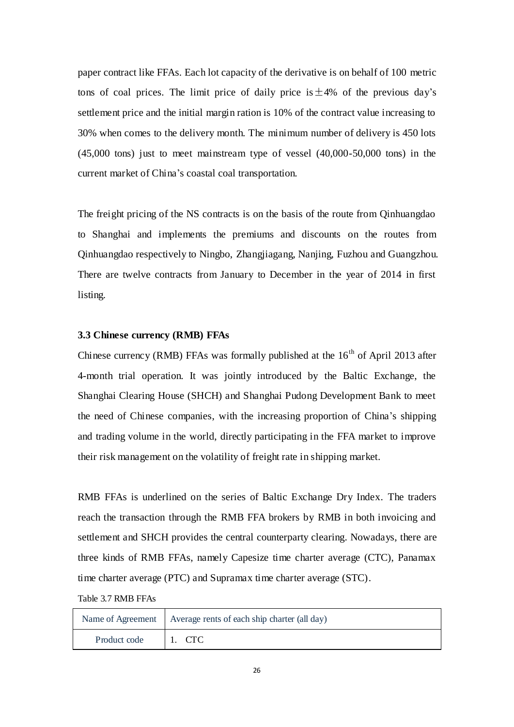paper contract like FFAs. Each lot capacity of the derivative is on behalf of 100 metric tons of coal prices. The limit price of daily price is ±4% of the previous day's settlement price and the initial margin ration is 10% of the contract value increasing to 30% when comes to the delivery month. The minimum number of delivery is 450 lots (45,000 tons) just to meet mainstream type of vessel (40,000-50,000 tons) in the current market of China's coastal coal transportation.

The freight pricing of the NS contracts is on the basis of the route from Qinhuangdao to Shanghai and implements the premiums and discounts on the routes from Qinhuangdao respectively to Ningbo, Zhangjiagang, Nanjing, Fuzhou and Guangzhou. There are twelve contracts from January to December in the year of 2014 in first listing.

### 3.3 Chinese currency (RMB) FFAs

Chinese currency (RMB) FFAs was formally published at the 16th of April 2013 after 4-month trial operation. It was jointly introduced by the Baltic Exchange, the Shanghai Clearing House (SHCH) and Shanghai Pudong Development Bank to meet the need of Chinese companies, with the increasing proportion of China's shipping and trading volume in the world, directly participating in the FFA market to improve their risk management on the volatility of freight rate in shipping market.

RMB FFAs is underlined on the series of Baltic Exchange Dry Index. The traders reach the transaction through the RMB FFA brokers by RMB in both invoicing and settlement and SHCH provides the central counterparty clearing. Nowadays, there are three kinds of RMB FFAs, namely Capesize time charter average (CTC), Panamax time charter average (PTC) and Supramax time charter average (STC).

Table 3.7 RMB FFAs

| Name of Agreement | Average rents of each ship charter (all day) |
|---|---|
| Product code | 1. CTC |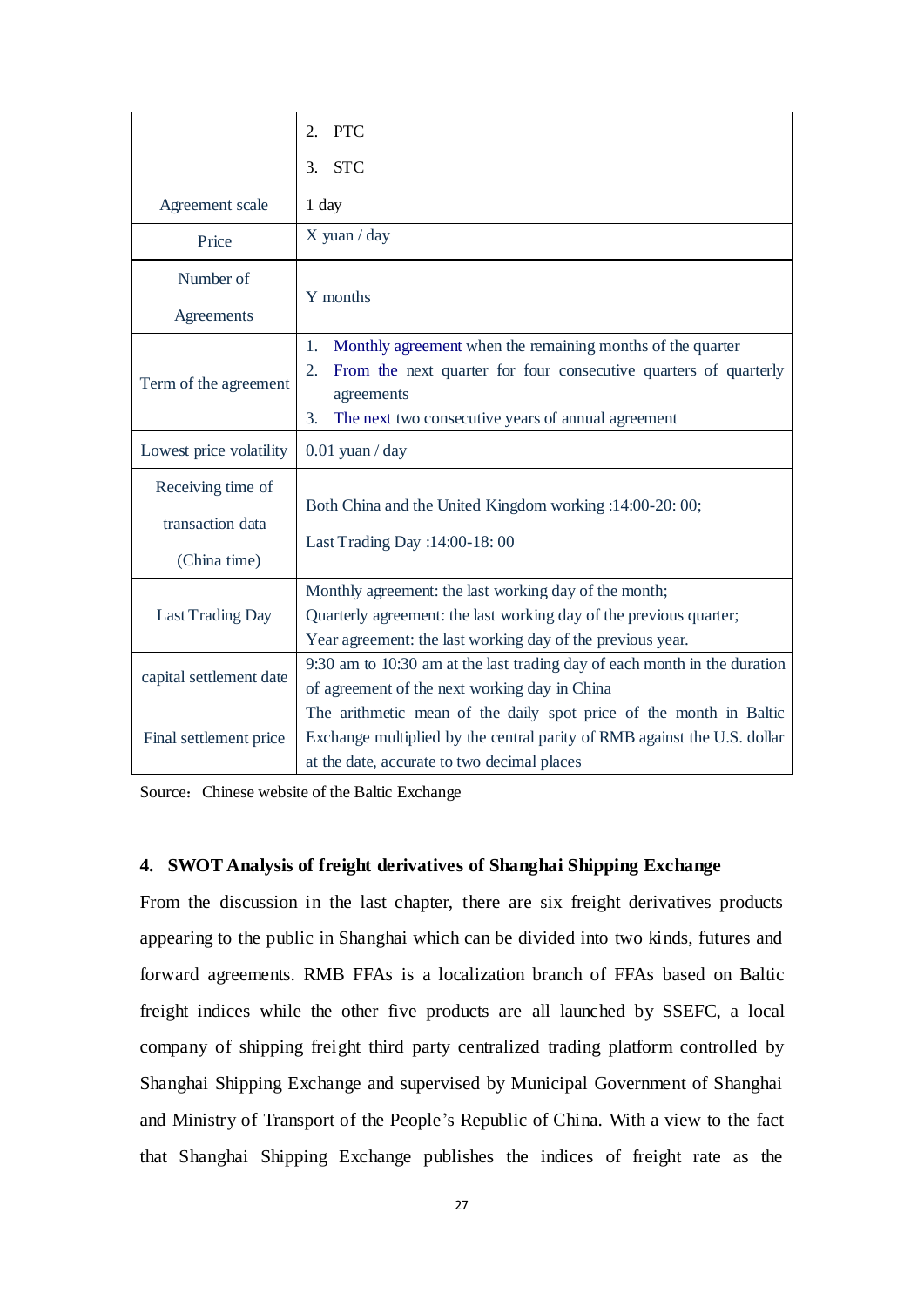|  |  |
| --- | --- |
|  | 2. PTC<br>3. STC |
| Agreement scale | 1 day |
| Price | X yuan / day |
| Number of Agreements | Y months |
| Term of the agreement | 1. Monthly agreement when the remaining months of the quarter<br>2. From the next quarter for four consecutive quarters of quarterly agreements<br>3. The next two consecutive years of annual agreement |
| Lowest price volatility | 0.01 yuan / day |
| Receiving time of transaction data (China time) | Both China and the United Kingdom working :14:00-20: 00;<br>Last Trading Day :14:00-18: 00 |
| Last Trading Day | Monthly agreement: the last working day of the month;<br>Quarterly agreement: the last working day of the previous quarter;<br>Year agreement: the last working day of the previous year. |
| capital settlement date | 9:30 am to 10:30 am at the last trading day of each month in the duration of agreement of the next working day in China |
| Final settlement price | The arithmetic mean of the daily spot price of the month in Baltic Exchange multiplied by the central parity of RMB against the U.S. dollar at the date, accurate to two decimal places |

Source：Chinese website of the Baltic Exchange

## 4. SWOT Analysis of freight derivatives of Shanghai Shipping Exchange

From the discussion in the last chapter, there are six freight derivatives products appearing to the public in Shanghai which can be divided into two kinds, futures and forward agreements. RMB FFAs is a localization branch of FFAs based on Baltic freight indices while the other five products are all launched by SSEFC, a local company of shipping freight third party centralized trading platform controlled by Shanghai Shipping Exchange and supervised by Municipal Government of Shanghai and Ministry of Transport of the People's Republic of China. With a view to the fact that Shanghai Shipping Exchange publishes the indices of freight rate as the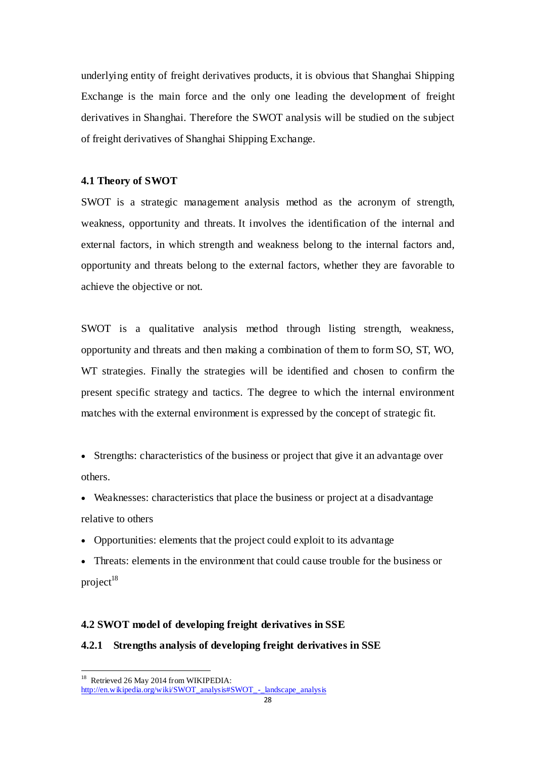underlying entity of freight derivatives products, it is obvious that Shanghai Shipping Exchange is the main force and the only one leading the development of freight derivatives in Shanghai. Therefore the SWOT analysis will be studied on the subject of freight derivatives of Shanghai Shipping Exchange.

### 4.1 Theory of SWOT

SWOT is a strategic management analysis method as the acronym of strength, weakness, opportunity and threats. It involves the identification of the internal and external factors, in which strength and weakness belong to the internal factors and, opportunity and threats belong to the external factors, whether they are favorable to achieve the objective or not.

SWOT is a qualitative analysis method through listing strength, weakness, opportunity and threats and then making a combination of them to form SO, ST, WO, WT strategies. Finally the strategies will be identified and chosen to confirm the present specific strategy and tactics. The degree to which the internal environment matches with the external environment is expressed by the concept of strategic fit.

- Strengths: characteristics of the business or project that give it an advantage over others.
- Weaknesses: characteristics that place the business or project at a disadvantage relative to others
- Opportunities: elements that the project could exploit to its advantage
- Threats: elements in the environment that could cause trouble for the business or project[18]

### 4.2 SWOT model of developing freight derivatives in SSE

#### 4.2.1 Strengths analysis of developing freight derivatives in SSE

---

[18] Retrieved 26 May 2014 from WIKIPEDIA: http://en.wikipedia.org/wiki/SWOT_analysis#SWOT_-_landscape_analysis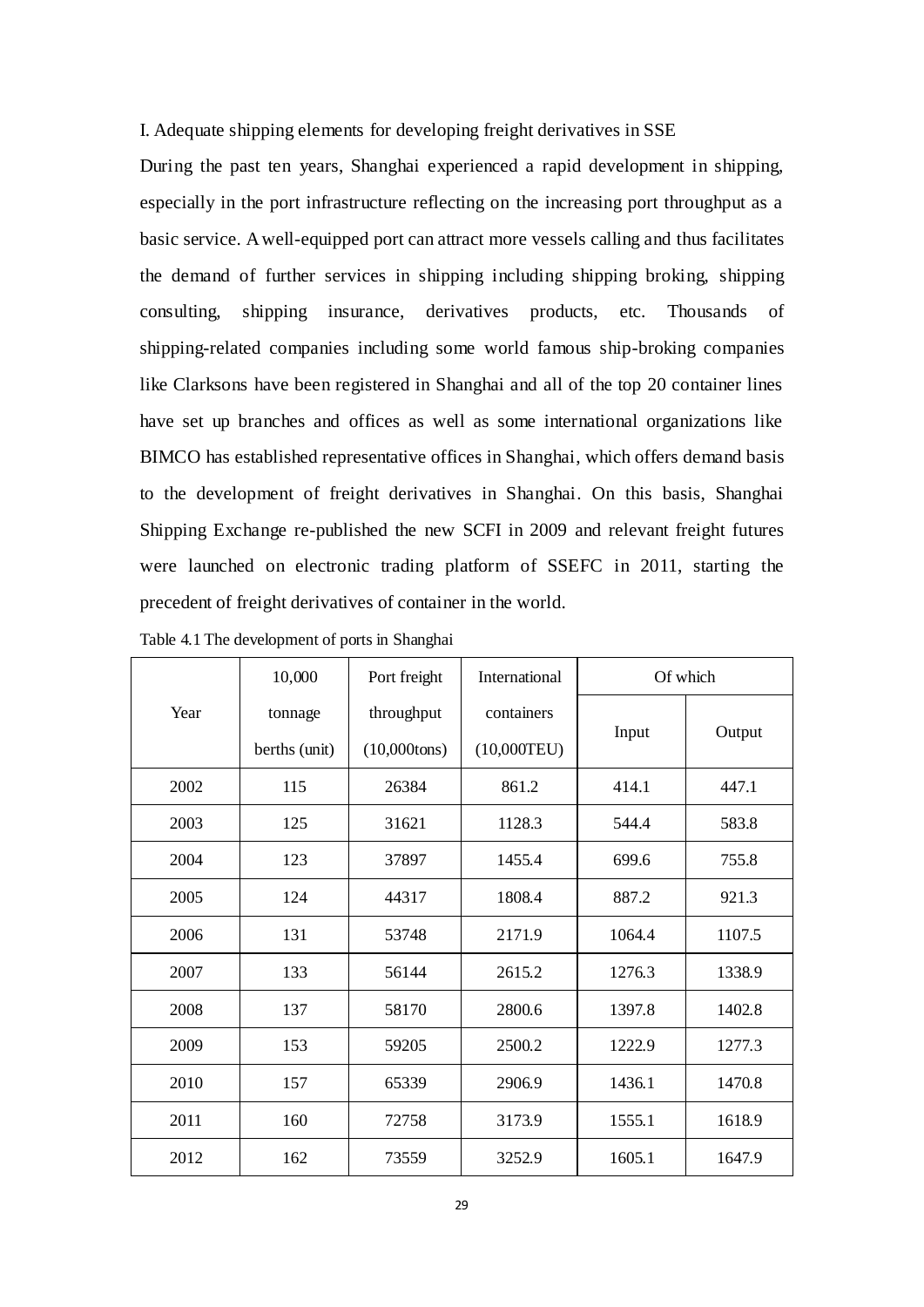I. Adequate shipping elements for developing freight derivatives in SSE

During the past ten years, Shanghai experienced a rapid development in shipping, especially in the port infrastructure reflecting on the increasing port throughput as a basic service. A well-equipped port can attract more vessels calling and thus facilitates the demand of further services in shipping including shipping broking, shipping consulting, shipping insurance, derivatives products, etc. Thousands of shipping-related companies including some world famous ship-broking companies like Clarksons have been registered in Shanghai and all of the top 20 container lines have set up branches and offices as well as some international organizations like BIMCO has established representative offices in Shanghai, which offers demand basis to the development of freight derivatives in Shanghai. On this basis, Shanghai Shipping Exchange re-published the new SCFI in 2009 and relevant freight futures were launched on electronic trading platform of SSEFC in 2011, starting the precedent of freight derivatives of container in the world.

Table 4.1 The development of ports in Shanghai

| Year | 10,000 tonnage berths (unit) | Port freight throughput (10,000tons) | International containers (10,000TEU) | Of which | |
|---|---|---|---|---|---|
| | | | | Input | Output |
| 2002 | 115 | 26384 | 861.2 | 414.1 | 447.1 |
| 2003 | 125 | 31621 | 1128.3 | 544.4 | 583.8 |
| 2004 | 123 | 37897 | 1455.4 | 699.6 | 755.8 |
| 2005 | 124 | 44317 | 1808.4 | 887.2 | 921.3 |
| 2006 | 131 | 53748 | 2171.9 | 1064.4 | 1107.5 |
| 2007 | 133 | 56144 | 2615.2 | 1276.3 | 1338.9 |
| 2008 | 137 | 58170 | 2800.6 | 1397.8 | 1402.8 |
| 2009 | 153 | 59205 | 2500.2 | 1222.9 | 1277.3 |
| 2010 | 157 | 65339 | 2906.9 | 1436.1 | 1470.8 |
| 2011 | 160 | 72758 | 3173.9 | 1555.1 | 1618.9 |
| 2012 | 162 | 73559 | 3252.9 | 1605.1 | 1647.9 |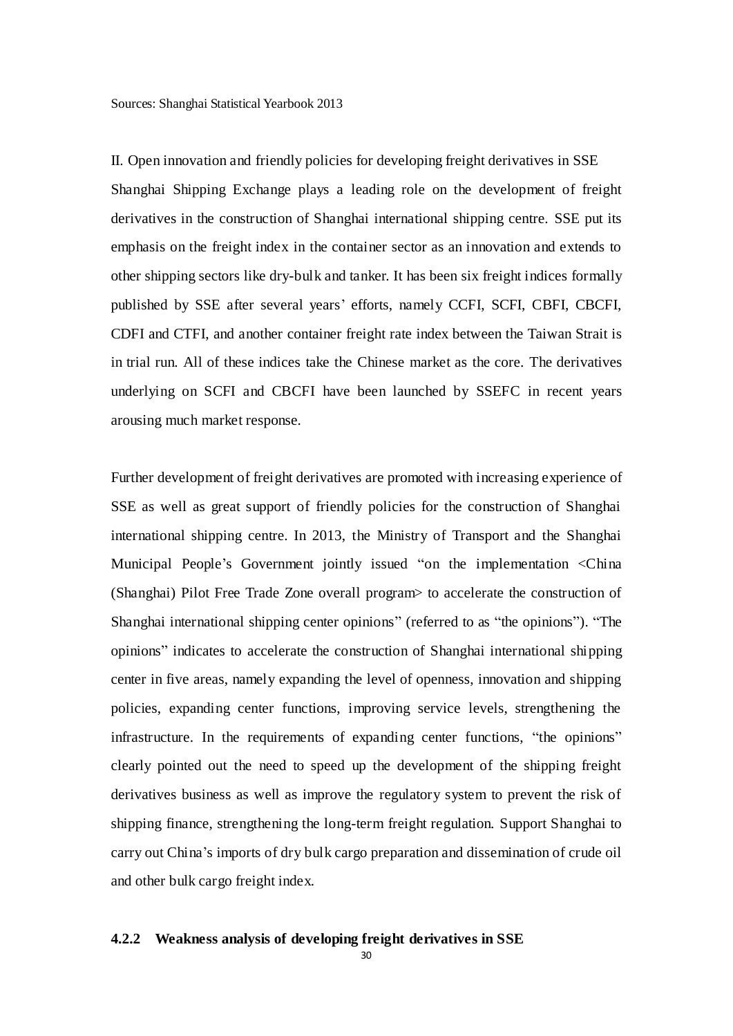Sources: Shanghai Statistical Yearbook 2013

II. Open innovation and friendly policies for developing freight derivatives in SSE

Shanghai Shipping Exchange plays a leading role on the development of freight derivatives in the construction of Shanghai international shipping centre. SSE put its emphasis on the freight index in the container sector as an innovation and extends to other shipping sectors like dry-bulk and tanker. It has been six freight indices formally published by SSE after several years' efforts, namely CCFI, SCFI, CBFI, CBCFI, CDFI and CTFI, and another container freight rate index between the Taiwan Strait is in trial run. All of these indices take the Chinese market as the core. The derivatives underlying on SCFI and CBCFI have been launched by SSEFC in recent years arousing much market response.

Further development of freight derivatives are promoted with increasing experience of SSE as well as great support of friendly policies for the construction of Shanghai international shipping centre. In 2013, the Ministry of Transport and the Shanghai Municipal People's Government jointly issued "on the implementation <China (Shanghai) Pilot Free Trade Zone overall program> to accelerate the construction of Shanghai international shipping center opinions" (referred to as "the opinions"). "The opinions" indicates to accelerate the construction of Shanghai international shipping center in five areas, namely expanding the level of openness, innovation and shipping policies, expanding center functions, improving service levels, strengthening the infrastructure. In the requirements of expanding center functions, "the opinions" clearly pointed out the need to speed up the development of the shipping freight derivatives business as well as improve the regulatory system to prevent the risk of shipping finance, strengthening the long-term freight regulation. Support Shanghai to carry out China's imports of dry bulk cargo preparation and dissemination of crude oil and other bulk cargo freight index.

### 4.2.2 Weakness analysis of developing freight derivatives in SSE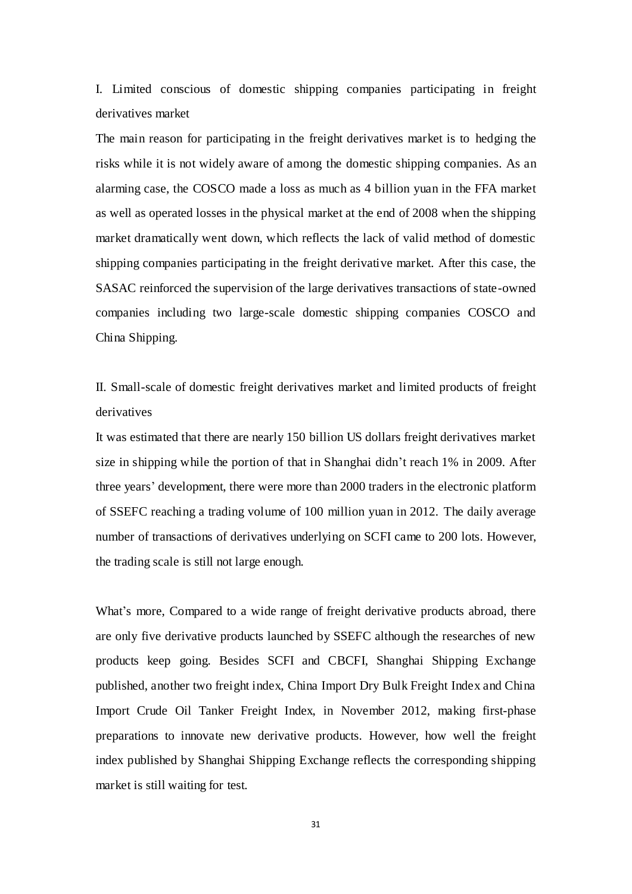I. Limited conscious of domestic shipping companies participating in freight derivatives market

The main reason for participating in the freight derivatives market is to hedging the risks while it is not widely aware of among the domestic shipping companies. As an alarming case, the COSCO made a loss as much as 4 billion yuan in the FFA market as well as operated losses in the physical market at the end of 2008 when the shipping market dramatically went down, which reflects the lack of valid method of domestic shipping companies participating in the freight derivative market. After this case, the SASAC reinforced the supervision of the large derivatives transactions of state-owned companies including two large-scale domestic shipping companies COSCO and China Shipping.

II. Small-scale of domestic freight derivatives market and limited products of freight derivatives

It was estimated that there are nearly 150 billion US dollars freight derivatives market size in shipping while the portion of that in Shanghai didn't reach 1% in 2009. After three years' development, there were more than 2000 traders in the electronic platform of SSEFC reaching a trading volume of 100 million yuan in 2012. The daily average number of transactions of derivatives underlying on SCFI came to 200 lots. However, the trading scale is still not large enough.

What's more, Compared to a wide range of freight derivative products abroad, there are only five derivative products launched by SSEFC although the researches of new products keep going. Besides SCFI and CBCFI, Shanghai Shipping Exchange published, another two freight index, China Import Dry Bulk Freight Index and China Import Crude Oil Tanker Freight Index, in November 2012, making first-phase preparations to innovate new derivative products. However, how well the freight index published by Shanghai Shipping Exchange reflects the corresponding shipping market is still waiting for test.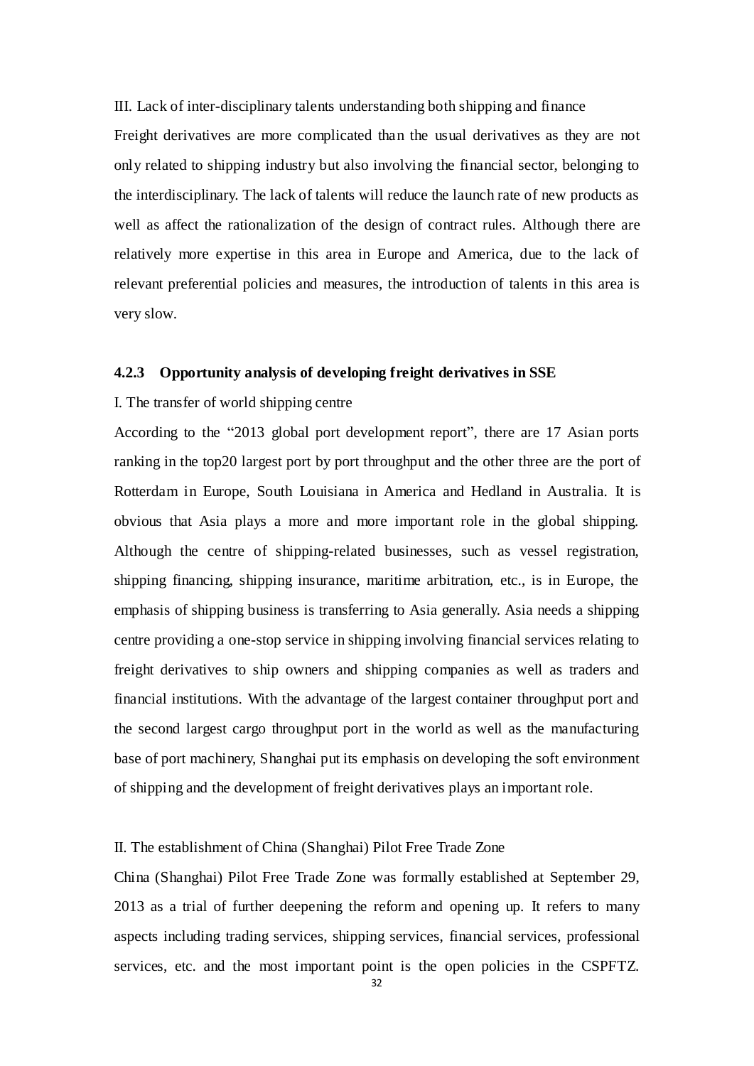III. Lack of inter-disciplinary talents understanding both shipping and finance

Freight derivatives are more complicated than the usual derivatives as they are not only related to shipping industry but also involving the financial sector, belonging to the interdisciplinary. The lack of talents will reduce the launch rate of new products as well as affect the rationalization of the design of contract rules. Although there are relatively more expertise in this area in Europe and America, due to the lack of relevant preferential policies and measures, the introduction of talents in this area is very slow.

### 4.2.3 Opportunity analysis of developing freight derivatives in SSE

I. The transfer of world shipping centre

According to the "2013 global port development report", there are 17 Asian ports ranking in the top20 largest port by port throughput and the other three are the port of Rotterdam in Europe, South Louisiana in America and Hedland in Australia. It is obvious that Asia plays a more and more important role in the global shipping. Although the centre of shipping-related businesses, such as vessel registration, shipping financing, shipping insurance, maritime arbitration, etc., is in Europe, the emphasis of shipping business is transferring to Asia generally. Asia needs a shipping centre providing a one-stop service in shipping involving financial services relating to freight derivatives to ship owners and shipping companies as well as traders and financial institutions. With the advantage of the largest container throughput port and the second largest cargo throughput port in the world as well as the manufacturing base of port machinery, Shanghai put its emphasis on developing the soft environment of shipping and the development of freight derivatives plays an important role.

II. The establishment of China (Shanghai) Pilot Free Trade Zone

China (Shanghai) Pilot Free Trade Zone was formally established at September 29, 2013 as a trial of further deepening the reform and opening up. It refers to many aspects including trading services, shipping services, financial services, professional services, etc. and the most important point is the open policies in the CSPFTZ.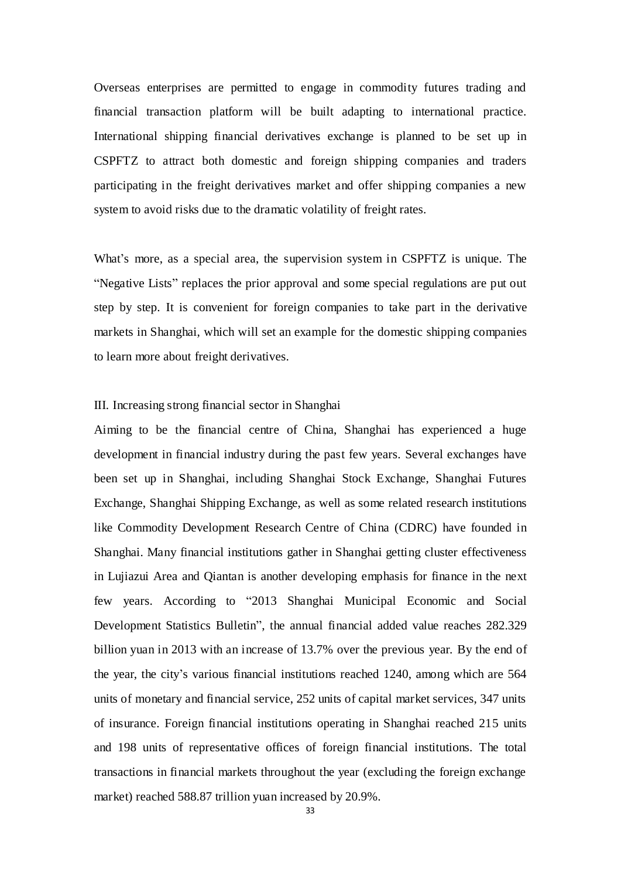Overseas enterprises are permitted to engage in commodity futures trading and financial transaction platform will be built adapting to international practice. International shipping financial derivatives exchange is planned to be set up in CSPFTZ to attract both domestic and foreign shipping companies and traders participating in the freight derivatives market and offer shipping companies a new system to avoid risks due to the dramatic volatility of freight rates.

What's more, as a special area, the supervision system in CSPFTZ is unique. The "Negative Lists" replaces the prior approval and some special regulations are put out step by step. It is convenient for foreign companies to take part in the derivative markets in Shanghai, which will set an example for the domestic shipping companies to learn more about freight derivatives.

### III. Increasing strong financial sector in Shanghai

Aiming to be the financial centre of China, Shanghai has experienced a huge development in financial industry during the past few years. Several exchanges have been set up in Shanghai, including Shanghai Stock Exchange, Shanghai Futures Exchange, Shanghai Shipping Exchange, as well as some related research institutions like Commodity Development Research Centre of China (CDRC) have founded in Shanghai. Many financial institutions gather in Shanghai getting cluster effectiveness in Lujiazui Area and Qiantan is another developing emphasis for finance in the next few years. According to "2013 Shanghai Municipal Economic and Social Development Statistics Bulletin", the annual financial added value reaches 282.329 billion yuan in 2013 with an increase of 13.7% over the previous year. By the end of the year, the city's various financial institutions reached 1240, among which are 564 units of monetary and financial service, 252 units of capital market services, 347 units of insurance. Foreign financial institutions operating in Shanghai reached 215 units and 198 units of representative offices of foreign financial institutions. The total transactions in financial markets throughout the year (excluding the foreign exchange market) reached 588.87 trillion yuan increased by 20.9%.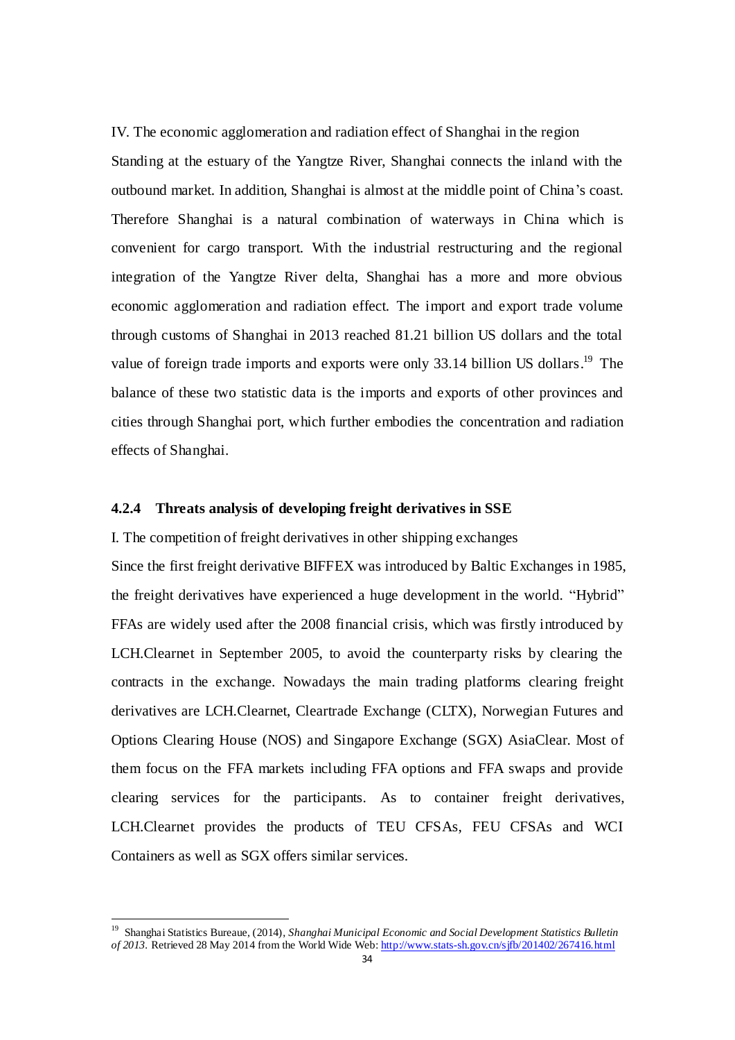IV. The economic agglomeration and radiation effect of Shanghai in the region

Standing at the estuary of the Yangtze River, Shanghai connects the inland with the outbound market. In addition, Shanghai is almost at the middle point of China's coast. Therefore Shanghai is a natural combination of waterways in China which is convenient for cargo transport. With the industrial restructuring and the regional integration of the Yangtze River delta, Shanghai has a more and more obvious economic agglomeration and radiation effect. The import and export trade volume through customs of Shanghai in 2013 reached 81.21 billion US dollars and the total value of foreign trade imports and exports were only 33.14 billion US dollars.[19] The balance of these two statistic data is the imports and exports of other provinces and cities through Shanghai port, which further embodies the concentration and radiation effects of Shanghai.

### 4.2.4 Threats analysis of developing freight derivatives in SSE

I. The competition of freight derivatives in other shipping exchanges

Since the first freight derivative BIFFEX was introduced by Baltic Exchanges in 1985, the freight derivatives have experienced a huge development in the world. "Hybrid" FFAs are widely used after the 2008 financial crisis, which was firstly introduced by LCH.Clearnet in September 2005, to avoid the counterparty risks by clearing the contracts in the exchange. Nowadays the main trading platforms clearing freight derivatives are LCH.Clearnet, Cleartrade Exchange (CLTX), Norwegian Futures and Options Clearing House (NOS) and Singapore Exchange (SGX) AsiaClear. Most of them focus on the FFA markets including FFA options and FFA swaps and provide clearing services for the participants. As to container freight derivatives, LCH.Clearnet provides the products of TEU CFSAs, FEU CFSAs and WCI Containers as well as SGX offers similar services.

---

[19] Shanghai Statistics Bureaue, (2014), *Shanghai Municipal Economic and Social Development Statistics Bulletin of 2013.* Retrieved 28 May 2014 from the World Wide Web: http://www.stats-sh.gov.cn/sjfb/201402/267416.html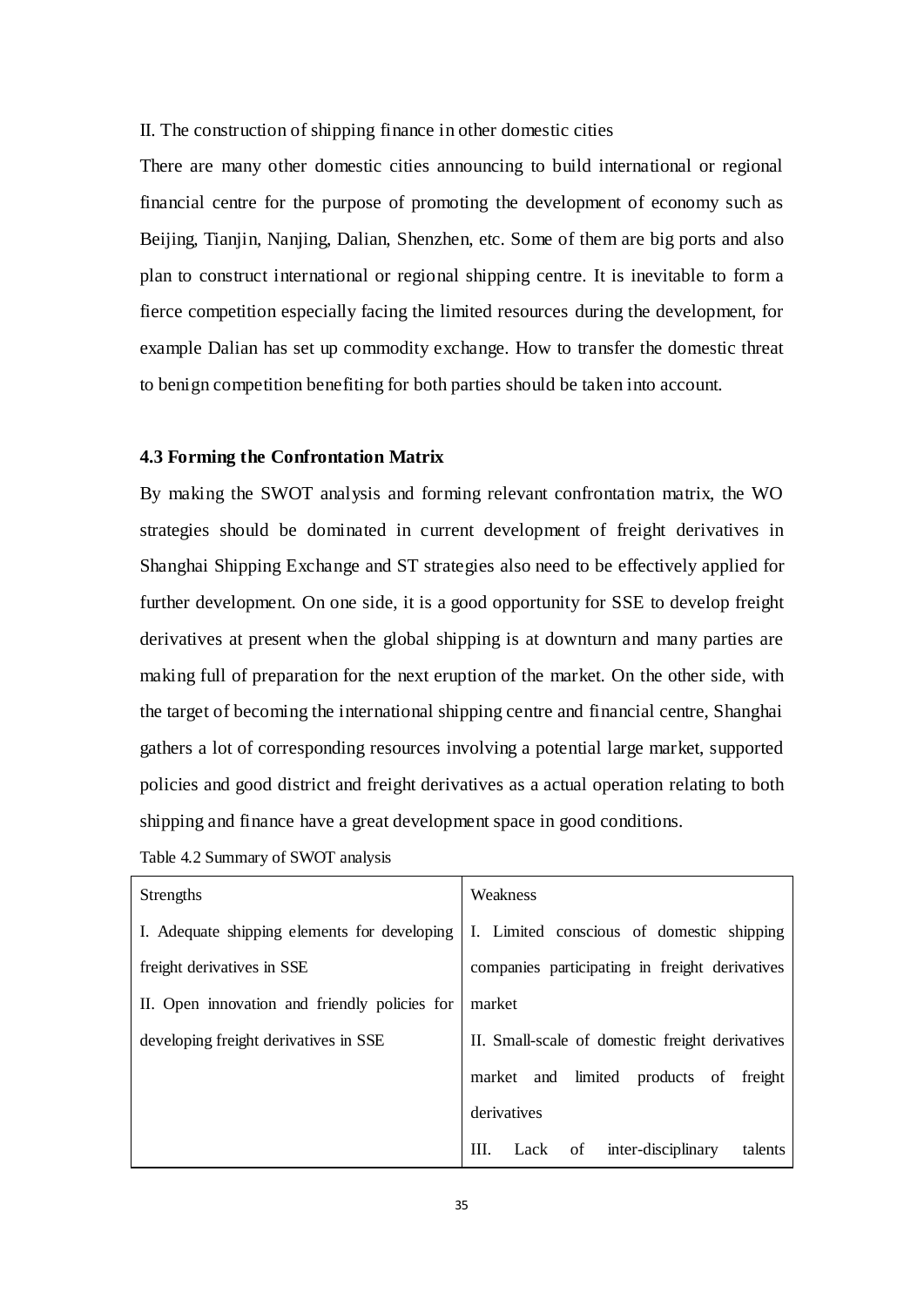II. The construction of shipping finance in other domestic cities

There are many other domestic cities announcing to build international or regional financial centre for the purpose of promoting the development of economy such as Beijing, Tianjin, Nanjing, Dalian, Shenzhen, etc. Some of them are big ports and also plan to construct international or regional shipping centre. It is inevitable to form a fierce competition especially facing the limited resources during the development, for example Dalian has set up commodity exchange. How to transfer the domestic threat to benign competition benefiting for both parties should be taken into account.

### 4.3 Forming the Confrontation Matrix

By making the SWOT analysis and forming relevant confrontation matrix, the WO strategies should be dominated in current development of freight derivatives in Shanghai Shipping Exchange and ST strategies also need to be effectively applied for further development. On one side, it is a good opportunity for SSE to develop freight derivatives at present when the global shipping is at downturn and many parties are making full of preparation for the next eruption of the market. On the other side, with the target of becoming the international shipping centre and financial centre, Shanghai gathers a lot of corresponding resources involving a potential large market, supported policies and good district and freight derivatives as a actual operation relating to both shipping and finance have a great development space in good conditions.

Table 4.2 Summary of SWOT analysis

| Strengths | Weakness |
|---|---|
| I. Adequate shipping elements for developing freight derivatives in SSE<br>II. Open innovation and friendly policies for developing freight derivatives in SSE | I. Limited conscious of domestic shipping companies participating in freight derivatives market<br>II. Small-scale of domestic freight derivatives market and limited products of freight derivatives<br>III. Lack of inter-disciplinary talents |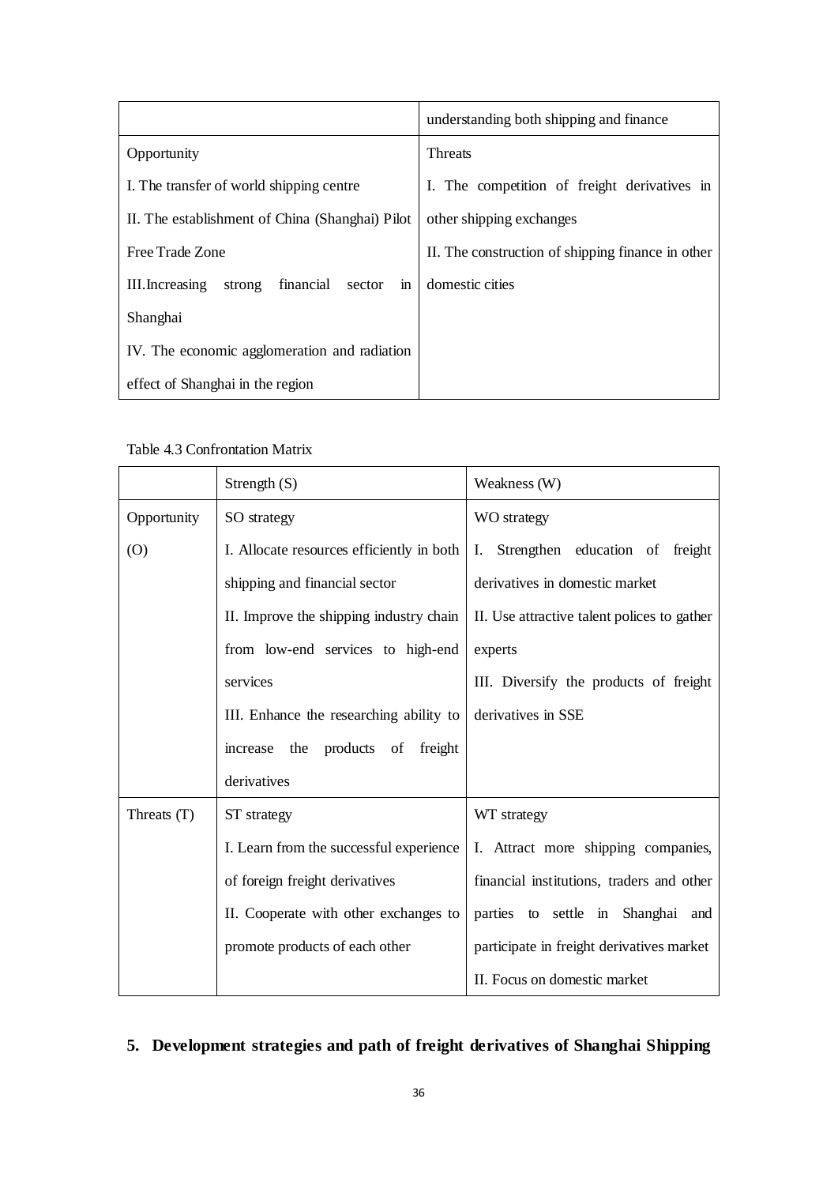| | understanding both shipping and finance |
|---|---|
| Opportunity<br>I. The transfer of world shipping centre<br>II. The establishment of China (Shanghai) Pilot Free Trade Zone<br>III.Increasing strong financial sector in Shanghai<br>IV. The economic agglomeration and radiation effect of Shanghai in the region | Threats<br>I. The competition of freight derivatives in other shipping exchanges<br>II. The construction of shipping finance in other domestic cities |

Table 4.3 Confrontation Matrix

| | Strength (S) | Weakness (W) |
|---|---|---|
| Opportunity (O) | SO strategy<br>I. Allocate resources efficiently in both shipping and financial sector<br>II. Improve the shipping industry chain from low-end services to high-end services<br>III. Enhance the researching ability to increase the products of freight derivatives | WO strategy<br>I. Strengthen education of freight derivatives in domestic market<br>II. Use attractive talent polices to gather experts<br>III. Diversify the products of freight derivatives in SSE |
| Threats (T) | ST strategy<br>I. Learn from the successful experience of foreign freight derivatives<br>II. Cooperate with other exchanges to promote products of each other | WT strategy<br>I. Attract more shipping companies, financial institutions, traders and other parties to settle in Shanghai and participate in freight derivatives market<br>II. Focus on domestic market |

# 5. Development strategies and path of freight derivatives of Shanghai Shipping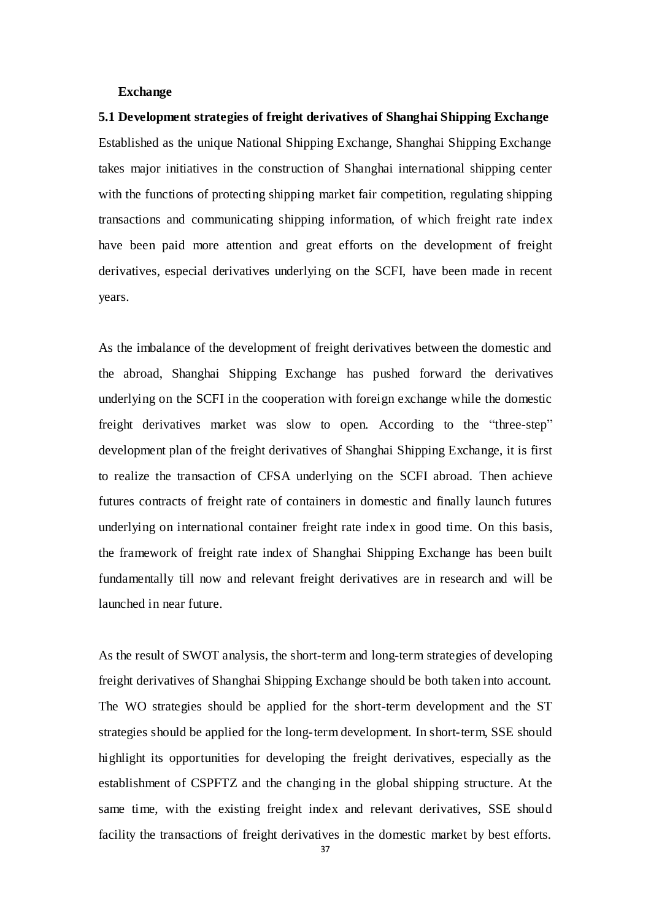**Exchange**

## 5.1 Development strategies of freight derivatives of Shanghai Shipping Exchange

Established as the unique National Shipping Exchange, Shanghai Shipping Exchange takes major initiatives in the construction of Shanghai international shipping center with the functions of protecting shipping market fair competition, regulating shipping transactions and communicating shipping information, of which freight rate index have been paid more attention and great efforts on the development of freight derivatives, especial derivatives underlying on the SCFI, have been made in recent years.

As the imbalance of the development of freight derivatives between the domestic and the abroad, Shanghai Shipping Exchange has pushed forward the derivatives underlying on the SCFI in the cooperation with foreign exchange while the domestic freight derivatives market was slow to open. According to the "three-step" development plan of the freight derivatives of Shanghai Shipping Exchange, it is first to realize the transaction of CFSA underlying on the SCFI abroad. Then achieve futures contracts of freight rate of containers in domestic and finally launch futures underlying on international container freight rate index in good time. On this basis, the framework of freight rate index of Shanghai Shipping Exchange has been built fundamentally till now and relevant freight derivatives are in research and will be launched in near future.

As the result of SWOT analysis, the short-term and long-term strategies of developing freight derivatives of Shanghai Shipping Exchange should be both taken into account. The WO strategies should be applied for the short-term development and the ST strategies should be applied for the long-term development. In short-term, SSE should highlight its opportunities for developing the freight derivatives, especially as the establishment of CSPFTZ and the changing in the global shipping structure. At the same time, with the existing freight index and relevant derivatives, SSE should facility the transactions of freight derivatives in the domestic market by best efforts.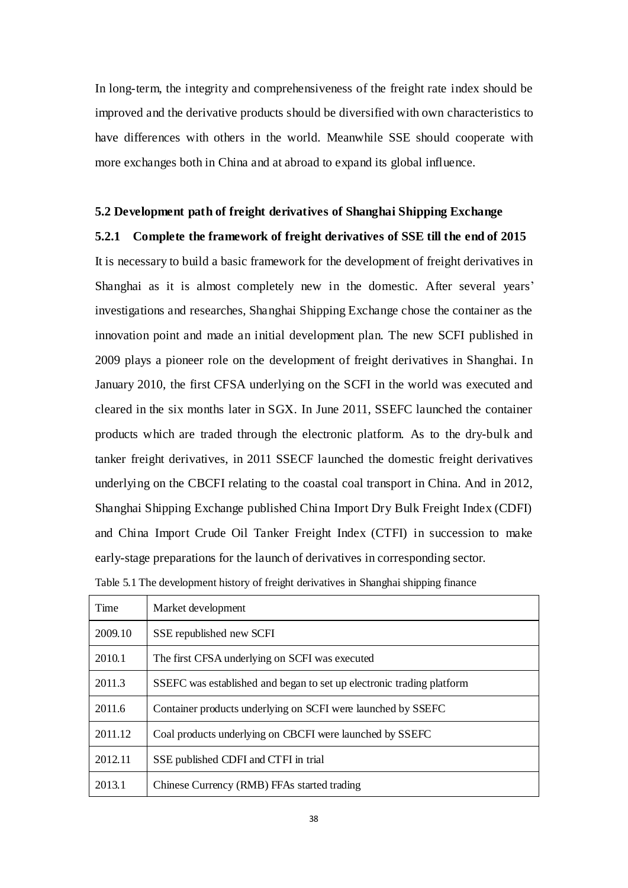In long-term, the integrity and comprehensiveness of the freight rate index should be improved and the derivative products should be diversified with own characteristics to have differences with others in the world. Meanwhile SSE should cooperate with more exchanges both in China and at abroad to expand its global influence.

### 5.2 Development path of freight derivatives of Shanghai Shipping Exchange

#### 5.2.1 Complete the framework of freight derivatives of SSE till the end of 2015

It is necessary to build a basic framework for the development of freight derivatives in Shanghai as it is almost completely new in the domestic. After several years' investigations and researches, Shanghai Shipping Exchange chose the container as the innovation point and made an initial development plan. The new SCFI published in 2009 plays a pioneer role on the development of freight derivatives in Shanghai. In January 2010, the first CFSA underlying on the SCFI in the world was executed and cleared in the six months later in SGX. In June 2011, SSEFC launched the container products which are traded through the electronic platform. As to the dry-bulk and tanker freight derivatives, in 2011 SSECF launched the domestic freight derivatives underlying on the CBCFI relating to the coastal coal transport in China. And in 2012, Shanghai Shipping Exchange published China Import Dry Bulk Freight Index (CDFI) and China Import Crude Oil Tanker Freight Index (CTFI) in succession to make early-stage preparations for the launch of derivatives in corresponding sector.

Table 5.1 The development history of freight derivatives in Shanghai shipping finance

| Time | Market development |
|---|---|
| 2009.10 | SSE republished new SCFI |
| 2010.1 | The first CFSA underlying on SCFI was executed |
| 2011.3 | SSEFC was established and began to set up electronic trading platform |
| 2011.6 | Container products underlying on SCFI were launched by SSEFC |
| 2011.12 | Coal products underlying on CBCFI were launched by SSEFC |
| 2012.11 | SSE published CDFI and CTFI in trial |
| 2013.1 | Chinese Currency (RMB) FFAs started trading |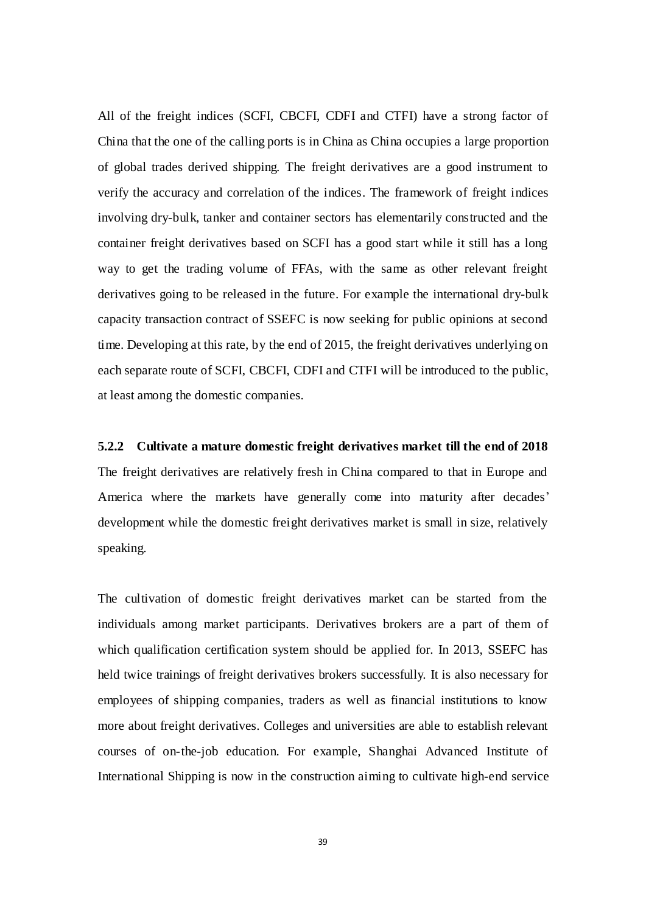All of the freight indices (SCFI, CBCFI, CDFI and CTFI) have a strong factor of China that the one of the calling ports is in China as China occupies a large proportion of global trades derived shipping. The freight derivatives are a good instrument to verify the accuracy and correlation of the indices. The framework of freight indices involving dry-bulk, tanker and container sectors has elementarily constructed and the container freight derivatives based on SCFI has a good start while it still has a long way to get the trading volume of FFAs, with the same as other relevant freight derivatives going to be released in the future. For example the international dry-bulk capacity transaction contract of SSEFC is now seeking for public opinions at second time. Developing at this rate, by the end of 2015, the freight derivatives underlying on each separate route of SCFI, CBCFI, CDFI and CTFI will be introduced to the public, at least among the domestic companies.

### 5.2.2 Cultivate a mature domestic freight derivatives market till the end of 2018

The freight derivatives are relatively fresh in China compared to that in Europe and America where the markets have generally come into maturity after decades' development while the domestic freight derivatives market is small in size, relatively speaking.

The cultivation of domestic freight derivatives market can be started from the individuals among market participants. Derivatives brokers are a part of them of which qualification certification system should be applied for. In 2013, SSEFC has held twice trainings of freight derivatives brokers successfully. It is also necessary for employees of shipping companies, traders as well as financial institutions to know more about freight derivatives. Colleges and universities are able to establish relevant courses of on-the-job education. For example, Shanghai Advanced Institute of International Shipping is now in the construction aiming to cultivate high-end service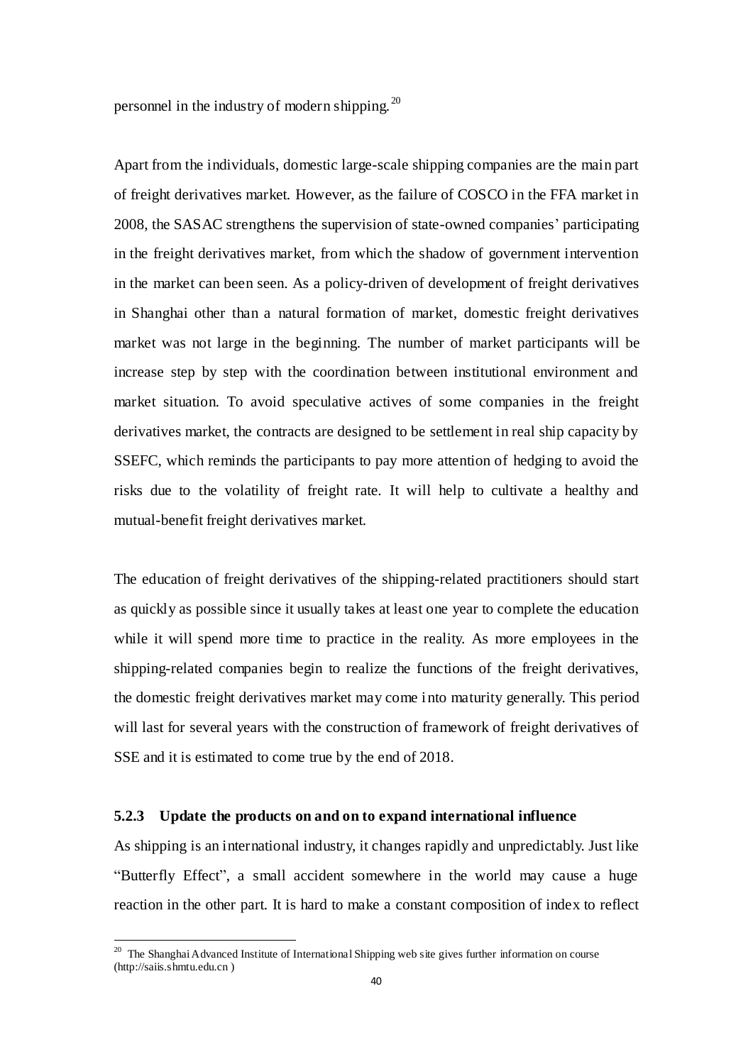personnel in the industry of modern shipping.[20]

Apart from the individuals, domestic large-scale shipping companies are the main part of freight derivatives market. However, as the failure of COSCO in the FFA market in 2008, the SASAC strengthens the supervision of state-owned companies' participating in the freight derivatives market, from which the shadow of government intervention in the market can been seen. As a policy-driven of development of freight derivatives in Shanghai other than a natural formation of market, domestic freight derivatives market was not large in the beginning. The number of market participants will be increase step by step with the coordination between institutional environment and market situation. To avoid speculative actives of some companies in the freight derivatives market, the contracts are designed to be settlement in real ship capacity by SSEFC, which reminds the participants to pay more attention of hedging to avoid the risks due to the volatility of freight rate. It will help to cultivate a healthy and mutual-benefit freight derivatives market.

The education of freight derivatives of the shipping-related practitioners should start as quickly as possible since it usually takes at least one year to complete the education while it will spend more time to practice in the reality. As more employees in the shipping-related companies begin to realize the functions of the freight derivatives, the domestic freight derivatives market may come into maturity generally. This period will last for several years with the construction of framework of freight derivatives of SSE and it is estimated to come true by the end of 2018.

### 5.2.3 Update the products on and on to expand international influence

As shipping is an international industry, it changes rapidly and unpredictably. Just like "Butterfly Effect", a small accident somewhere in the world may cause a huge reaction in the other part. It is hard to make a constant composition of index to reflect

[20] The Shanghai Advanced Institute of International Shipping web site gives further information on course (http://saiis.shmtu.edu.cn )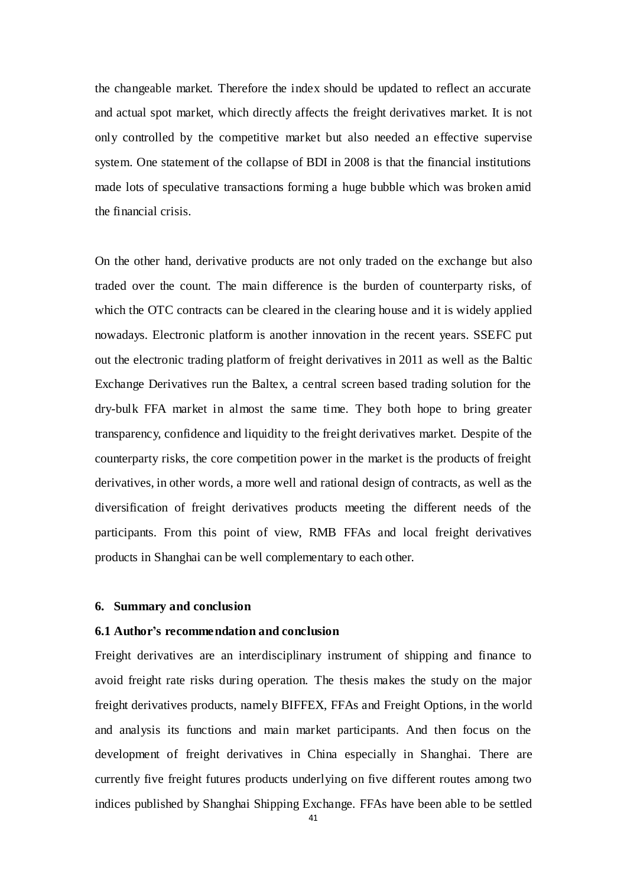the changeable market. Therefore the index should be updated to reflect an accurate and actual spot market, which directly affects the freight derivatives market. It is not only controlled by the competitive market but also needed an effective supervise system. One statement of the collapse of BDI in 2008 is that the financial institutions made lots of speculative transactions forming a huge bubble which was broken amid the financial crisis.

On the other hand, derivative products are not only traded on the exchange but also traded over the count. The main difference is the burden of counterparty risks, of which the OTC contracts can be cleared in the clearing house and it is widely applied nowadays. Electronic platform is another innovation in the recent years. SSEFC put out the electronic trading platform of freight derivatives in 2011 as well as the Baltic Exchange Derivatives run the Baltex, a central screen based trading solution for the dry-bulk FFA market in almost the same time. They both hope to bring greater transparency, confidence and liquidity to the freight derivatives market. Despite of the counterparty risks, the core competition power in the market is the products of freight derivatives, in other words, a more well and rational design of contracts, as well as the diversification of freight derivatives products meeting the different needs of the participants. From this point of view, RMB FFAs and local freight derivatives products in Shanghai can be well complementary to each other.

## 6. Summary and conclusion

### 6.1 Author's recommendation and conclusion

Freight derivatives are an interdisciplinary instrument of shipping and finance to avoid freight rate risks during operation. The thesis makes the study on the major freight derivatives products, namely BIFFEX, FFAs and Freight Options, in the world and analysis its functions and main market participants. And then focus on the development of freight derivatives in China especially in Shanghai. There are currently five freight futures products underlying on five different routes among two indices published by Shanghai Shipping Exchange. FFAs have been able to be settled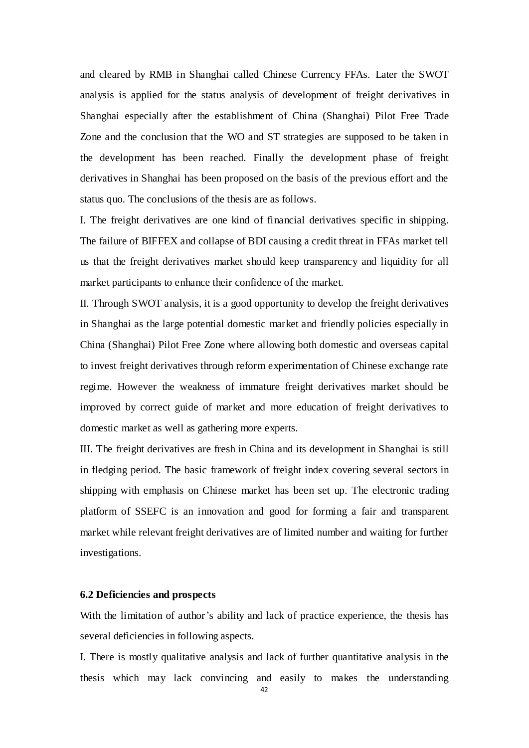and cleared by RMB in Shanghai called Chinese Currency FFAs. Later the SWOT analysis is applied for the status analysis of development of freight derivatives in Shanghai especially after the establishment of China (Shanghai) Pilot Free Trade Zone and the conclusion that the WO and ST strategies are supposed to be taken in the development has been reached. Finally the development phase of freight derivatives in Shanghai has been proposed on the basis of the previous effort and the status quo. The conclusions of the thesis are as follows.

I. The freight derivatives are one kind of financial derivatives specific in shipping. The failure of BIFFEX and collapse of BDI causing a credit threat in FFAs market tell us that the freight derivatives market should keep transparency and liquidity for all market participants to enhance their confidence of the market.

II. Through SWOT analysis, it is a good opportunity to develop the freight derivatives in Shanghai as the large potential domestic market and friendly policies especially in China (Shanghai) Pilot Free Zone where allowing both domestic and overseas capital to invest freight derivatives through reform experimentation of Chinese exchange rate regime. However the weakness of immature freight derivatives market should be improved by correct guide of market and more education of freight derivatives to domestic market as well as gathering more experts.

III. The freight derivatives are fresh in China and its development in Shanghai is still in fledging period. The basic framework of freight index covering several sectors in shipping with emphasis on Chinese market has been set up. The electronic trading platform of SSEFC is an innovation and good for forming a fair and transparent market while relevant freight derivatives are of limited number and waiting for further investigations.

### 6.2 Deficiencies and prospects

With the limitation of author's ability and lack of practice experience, the thesis has several deficiencies in following aspects.

I. There is mostly qualitative analysis and lack of further quantitative analysis in the thesis which may lack convincing and easily to makes the understanding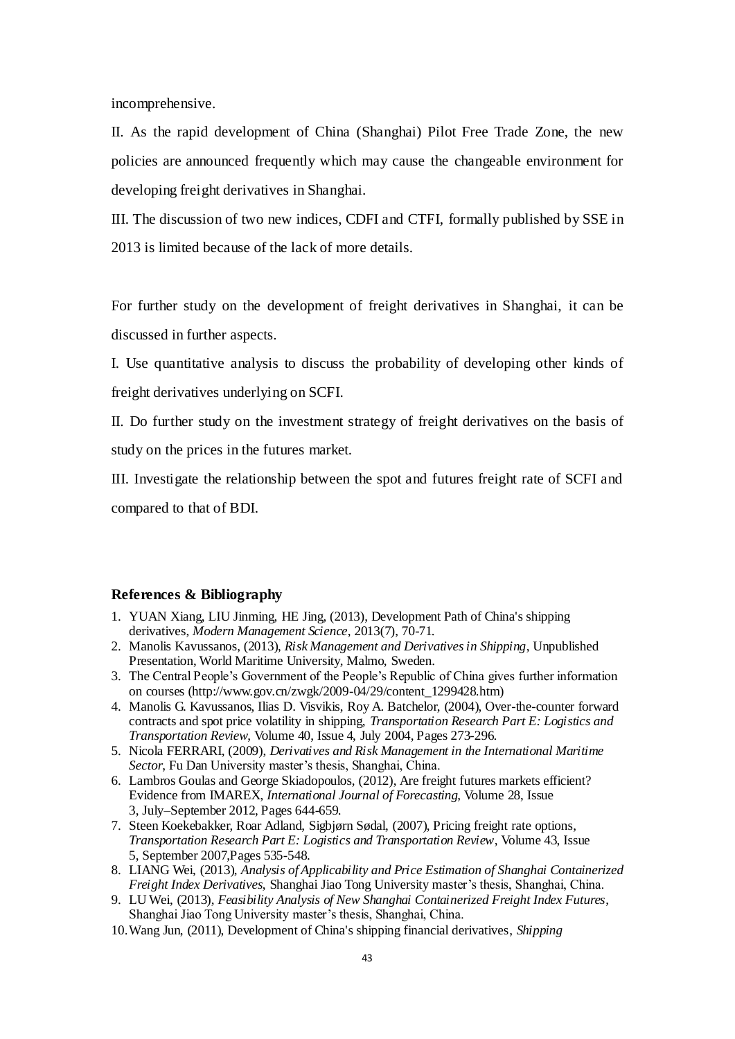incomprehensive.

II. As the rapid development of China (Shanghai) Pilot Free Trade Zone, the new policies are announced frequently which may cause the changeable environment for developing freight derivatives in Shanghai.

III. The discussion of two new indices, CDFI and CTFI, formally published by SSE in 2013 is limited because of the lack of more details.

For further study on the development of freight derivatives in Shanghai, it can be discussed in further aspects.

I. Use quantitative analysis to discuss the probability of developing other kinds of freight derivatives underlying on SCFI.

II. Do further study on the investment strategy of freight derivatives on the basis of study on the prices in the futures market.

III. Investigate the relationship between the spot and futures freight rate of SCFI and compared to that of BDI.

**References & Bibliography**

1. YUAN Xiang, LIU Jinming, HE Jing, (2013), Development Path of China's shipping derivatives, *Modern Management Science*, 2013(7), 70-71.
2. Manolis Kavussanos, (2013), *Risk Management and Derivatives in Shipping*, Unpublished Presentation, World Maritime University, Malmo, Sweden.
3. The Central People's Government of the People's Republic of China gives further information on courses (http://www.gov.cn/zwgk/2009-04/29/content_1299428.htm)
4. Manolis G. Kavussanos, Ilias D. Visvikis, Roy A. Batchelor, (2004), Over-the-counter forward contracts and spot price volatility in shipping, *Transportation Research Part E: Logistics and Transportation Review*, Volume 40, Issue 4, July 2004, Pages 273-296.
5. Nicola FERRARI, (2009), *Derivatives and Risk Management in the International Maritime Sector*, Fu Dan University master's thesis, Shanghai, China.
6. Lambros Goulas and George Skiadopoulos, (2012), Are freight futures markets efficient? Evidence from IMAREX, *International Journal of Forecasting*, Volume 28, Issue 3, July–September 2012, Pages 644-659.
7. Steen Koekebakker, Roar Adland, Sigbjørn Sødal, (2007), Pricing freight rate options, *Transportation Research Part E: Logistics and Transportation Review*, Volume 43, Issue 5, September 2007,Pages 535-548.
8. LIANG Wei, (2013), *Analysis of Applicability and Price Estimation of Shanghai Containerized Freight Index Derivatives*, Shanghai Jiao Tong University master's thesis, Shanghai, China.
9. LU Wei, (2013), *Feasibility Analysis of New Shanghai Containerized Freight Index Futures*, Shanghai Jiao Tong University master's thesis, Shanghai, China.
10. Wang Jun, (2011), Development of China's shipping financial derivatives, *Shipping*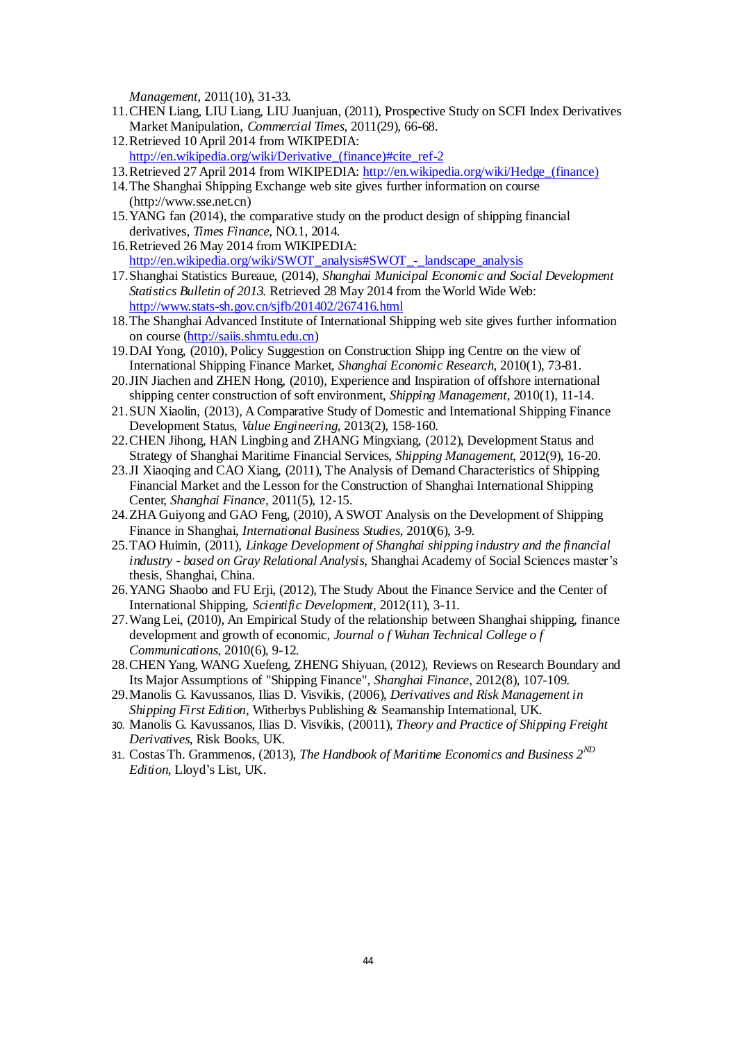*Management*, 2011(10), 31-33.

11. CHEN Liang, LIU Liang, LIU Juanjuan, (2011), Prospective Study on SCFI Index Derivatives Market Manipulation, *Commercial Times*, 2011(29), 66-68.
12. Retrieved 10 April 2014 from WIKIPEDIA: http://en.wikipedia.org/wiki/Derivative_(finance)#cite_ref-2
13. Retrieved 27 April 2014 from WIKIPEDIA: http://en.wikipedia.org/wiki/Hedge_(finance)
14. The Shanghai Shipping Exchange web site gives further information on course (http://www.sse.net.cn)
15. YANG fan (2014), the comparative study on the product design of shipping financial derivatives, *Times Finance*, NO.1, 2014.
16. Retrieved 26 May 2014 from WIKIPEDIA: http://en.wikipedia.org/wiki/SWOT_analysis#SWOT_-_landscape_analysis
17. Shanghai Statistics Bureaue, (2014), *Shanghai Municipal Economic and Social Development Statistics Bulletin of 2013.* Retrieved 28 May 2014 from the World Wide Web: http://www.stats-sh.gov.cn/sjfb/201402/267416.html
18. The Shanghai Advanced Institute of International Shipping web site gives further information on course (http://saiis.shmtu.edu.cn)
19. DAI Yong, (2010), Policy Suggestion on Construction Shipp ing Centre on the view of International Shipping Finance Market, *Shanghai Economic Research*, 2010(1), 73-81.
20. JIN Jiachen and ZHEN Hong, (2010), Experience and Inspiration of offshore international shipping center construction of soft environment, *Shipping Management*, 2010(1), 11-14.
21. SUN Xiaolin, (2013), A Comparative Study of Domestic and International Shipping Finance Development Status, *Value Engineering*, 2013(2), 158-160.
22. CHEN Jihong, HAN Lingbing and ZHANG Mingxiang, (2012), Development Status and Strategy of Shanghai Maritime Financial Services, *Shipping Management*, 2012(9), 16-20.
23. JI Xiaoqing and CAO Xiang, (2011), The Analysis of Demand Characteristics of Shipping Financial Market and the Lesson for the Construction of Shanghai International Shipping Center, *Shanghai Finance*, 2011(5), 12-15.
24. ZHA Guiyong and GAO Feng, (2010), A SWOT Analysis on the Development of Shipping Finance in Shanghai, *International Business Studies*, 2010(6), 3-9.
25. TAO Huimin, (2011), *Linkage Development of Shanghai shipping industry and the financial industry - based on Gray Relational Analysis*, Shanghai Academy of Social Sciences master's thesis, Shanghai, China.
26. YANG Shaobo and FU Erji, (2012), The Study About the Finance Service and the Center of International Shipping, *Scientific Development*, 2012(11), 3-11.
27. Wang Lei, (2010), An Empirical Study of the relationship between Shanghai shipping, finance development and growth of economic, *Journal o f Wuhan Technical College o f Communications*, 2010(6), 9-12.
28. CHEN Yang, WANG Xuefeng, ZHENG Shiyuan, (2012), Reviews on Research Boundary and Its Major Assumptions of "Shipping Finance", *Shanghai Finance*, 2012(8), 107-109.
29. Manolis G. Kavussanos, Ilias D. Visvikis, (2006), *Derivatives and Risk Management in Shipping First Edition*, Witherbys Publishing & Seamanship International, UK.
30. Manolis G. Kavussanos, Ilias D. Visvikis, (20011), *Theory and Practice of Shipping Freight Derivatives*, Risk Books, UK.
31. Costas Th. Grammenos, (2013), *The Handbook of Maritime Economics and Business 2ND Edition*, Lloyd's List, UK.